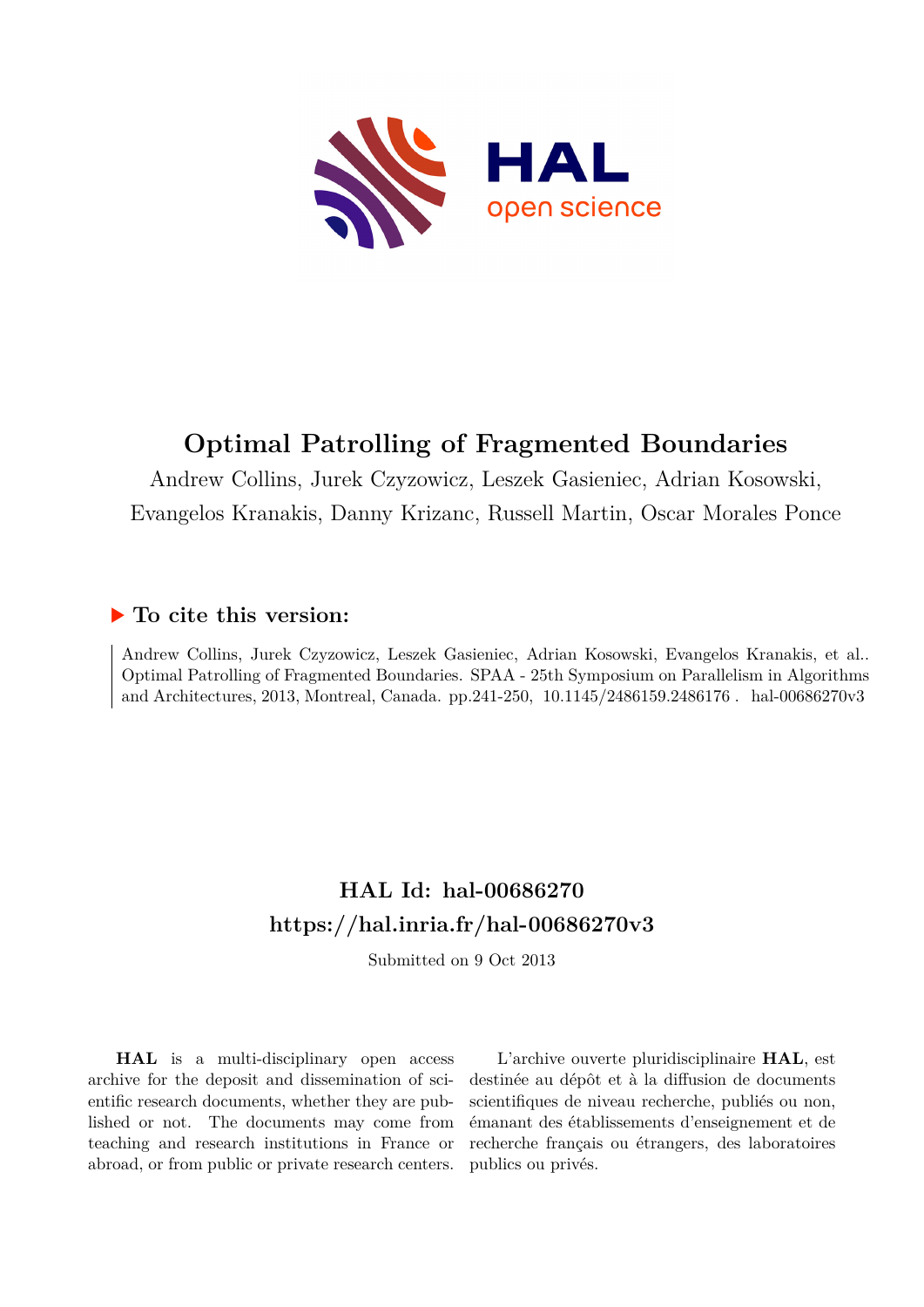# Optimal Patrolling of Fragmented Boundaries

Andrew Collins, Jurek Czyzowicz, Leszek Gasieniec, Adrian Kosowski, Evangelos Kranakis, Danny Krizanc, Russell Martin, Oscar Morales Ponce

## ▶ To cite this version:

Andrew Collins, Jurek Czyzowicz, Leszek Gasieniec, Adrian Kosowski, Evangelos Kranakis, et al.. Optimal Patrolling of Fragmented Boundaries. SPAA - 25th Symposium on Parallelism in Algorithms and Architectures, 2013, Montreal, Canada. pp.241-250, 10.1145/2486159.2486176 . hal-00686270v3

## HAL Id: hal-00686270
## https://hal.inria.fr/hal-00686270v3

Submitted on 9 Oct 2013

**HAL** is a multi-disciplinary open access archive for the deposit and dissemination of scientific research documents, whether they are published or not. The documents may come from teaching and research institutions in France or abroad, or from public or private research centers.

L'archive ouverte pluridisciplinaire **HAL**, est destinée au dépôt et à la diffusion de documents scientifiques de niveau recherche, publiés ou non, émanant des établissements d'enseignement et de recherche français ou étrangers, des laboratoires publics ou privés.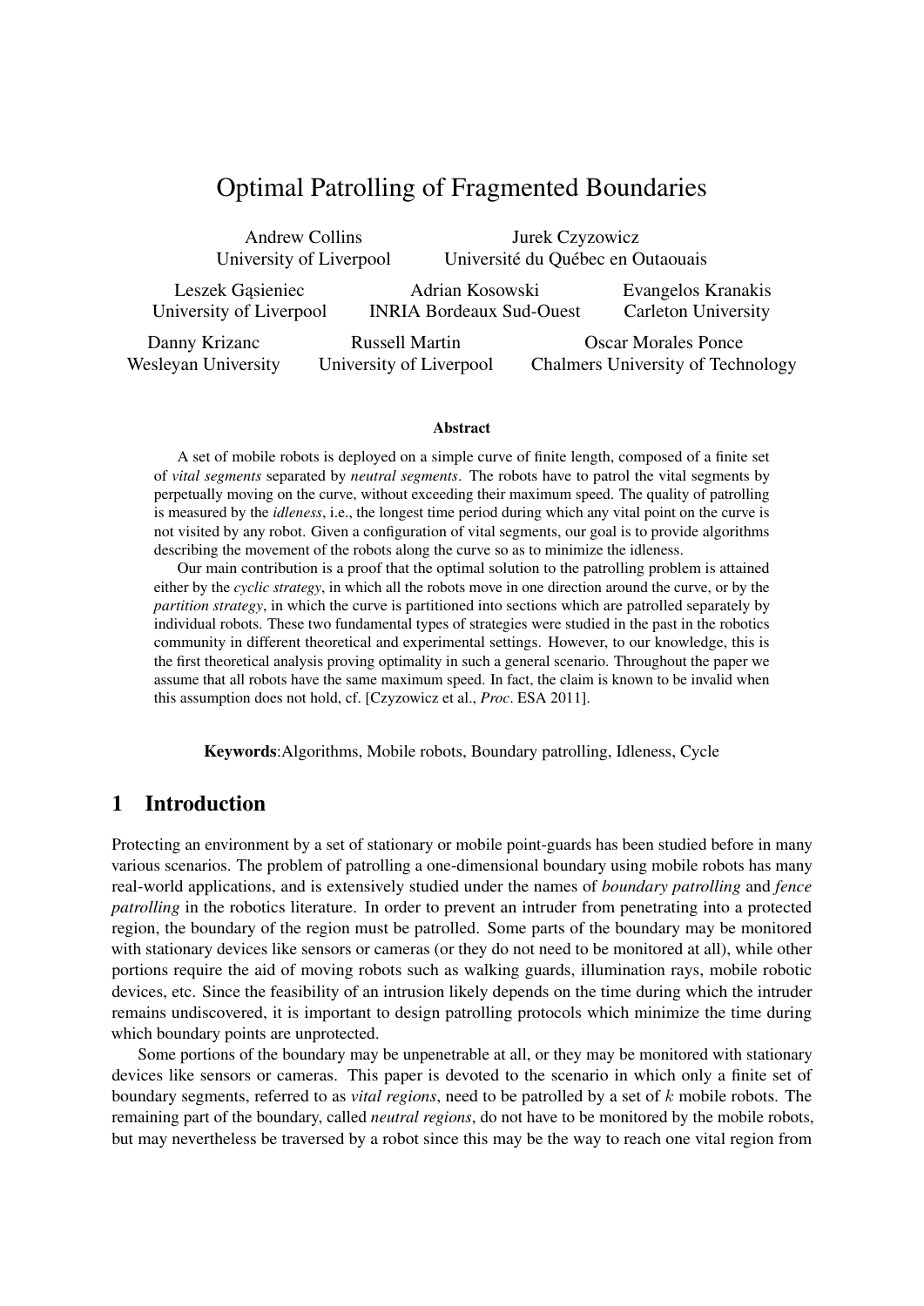# Optimal Patrolling of Fragmented Boundaries

Andrew Collins
University of Liverpool

Jurek Czyzowicz
Université du Québec en Outaouais

Leszek Gąsieniec
University of Liverpool

Adrian Kosowski
INRIA Bordeaux Sud-Ouest

Evangelos Kranakis
Carleton University

Danny Krizanc
Wesleyan University

Russell Martin
University of Liverpool

Oscar Morales Ponce
Chalmers University of Technology

**Abstract**

A set of mobile robots is deployed on a simple curve of finite length, composed of a finite set of *vital segments* separated by *neutral segments*. The robots have to patrol the vital segments by perpetually moving on the curve, without exceeding their maximum speed. The quality of patrolling is measured by the *idleness*, i.e., the longest time period during which any vital point on the curve is not visited by any robot. Given a configuration of vital segments, our goal is to provide algorithms describing the movement of the robots along the curve so as to minimize the idleness.

Our main contribution is a proof that the optimal solution to the patrolling problem is attained either by the *cyclic strategy*, in which all the robots move in one direction around the curve, or by the *partition strategy*, in which the curve is partitioned into sections which are patrolled separately by individual robots. These two fundamental types of strategies were studied in the past in the robotics community in different theoretical and experimental settings. However, to our knowledge, this is the first theoretical analysis proving optimality in such a general scenario. Throughout the paper we assume that all robots have the same maximum speed. In fact, the claim is known to be invalid when this assumption does not hold, cf. [Czyzowicz et al., *Proc*. ESA 2011].

**Keywords**:Algorithms, Mobile robots, Boundary patrolling, Idleness, Cycle

## 1 Introduction

Protecting an environment by a set of stationary or mobile point-guards has been studied before in many various scenarios. The problem of patrolling a one-dimensional boundary using mobile robots has many real-world applications, and is extensively studied under the names of *boundary patrolling* and *fence patrolling* in the robotics literature. In order to prevent an intruder from penetrating into a protected region, the boundary of the region must be patrolled. Some parts of the boundary may be monitored with stationary devices like sensors or cameras (or they do not need to be monitored at all), while other portions require the aid of moving robots such as walking guards, illumination rays, mobile robotic devices, etc. Since the feasibility of an intrusion likely depends on the time during which the intruder remains undiscovered, it is important to design patrolling protocols which minimize the time during which boundary points are unprotected.

Some portions of the boundary may be unpenetrable at all, or they may be monitored with stationary devices like sensors or cameras. This paper is devoted to the scenario in which only a finite set of boundary segments, referred to as *vital regions*, need to be patrolled by a set of $k$ mobile robots. The remaining part of the boundary, called *neutral regions*, do not have to be monitored by the mobile robots, but may nevertheless be traversed by a robot since this may be the way to reach one vital region from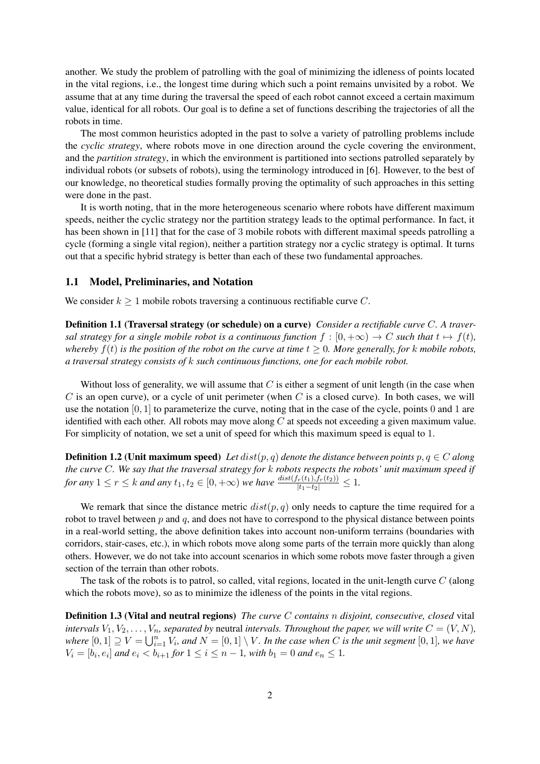another. We study the problem of patrolling with the goal of minimizing the idleness of points located in the vital regions, i.e., the longest time during which such a point remains unvisited by a robot. We assume that at any time during the traversal the speed of each robot cannot exceed a certain maximum value, identical for all robots. Our goal is to define a set of functions describing the trajectories of all the robots in time.

The most common heuristics adopted in the past to solve a variety of patrolling problems include the *cyclic strategy*, where robots move in one direction around the cycle covering the environment, and the *partition strategy*, in which the environment is partitioned into sections patrolled separately by individual robots (or subsets of robots), using the terminology introduced in [6]. However, to the best of our knowledge, no theoretical studies formally proving the optimality of such approaches in this setting were done in the past.

It is worth noting, that in the more heterogeneous scenario where robots have different maximum speeds, neither the cyclic strategy nor the partition strategy leads to the optimal performance. In fact, it has been shown in [11] that for the case of 3 mobile robots with different maximal speeds patrolling a cycle (forming a single vital region), neither a partition strategy nor a cyclic strategy is optimal. It turns out that a specific hybrid strategy is better than each of these two fundamental approaches.

## 1.1 Model, Preliminaries, and Notation

We consider $k \geq 1$ mobile robots traversing a continuous rectifiable curve $C$.

**Definition 1.1 (Traversal strategy (or schedule) on a curve)** *Consider a rectifiable curve $C$. A traversal strategy for a single mobile robot is a continuous function $f : [0, +\infty) \to C$ such that $t \mapsto f(t)$, whereby $f(t)$ is the position of the robot on the curve at time $t \geq 0$. More generally, for $k$ mobile robots, a traversal strategy consists of $k$ such continuous functions, one for each mobile robot.*

Without loss of generality, we will assume that $C$ is either a segment of unit length (in the case when $C$ is an open curve), or a cycle of unit perimeter (when $C$ is a closed curve). In both cases, we will use the notation $[0, 1]$ to parameterize the curve, noting that in the case of the cycle, points 0 and 1 are identified with each other. All robots may move along $C$ at speeds not exceeding a given maximum value. For simplicity of notation, we set a unit of speed for which this maximum speed is equal to 1.

**Definition 1.2 (Unit maximum speed)** *Let $dist(p, q)$ denote the distance between points $p, q \in C$ along the curve $C$. We say that the traversal strategy for $k$ robots respects the robots' unit maximum speed if for any $1 \leq r \leq k$ and any $t_1, t_2 \in [0, +\infty)$ we have $\frac{dist(f_r(t_1), f_r(t_2))}{|t_1 - t_2|} \leq 1$.*

We remark that since the distance metric $dist(p, q)$ only needs to capture the time required for a robot to travel between $p$ and $q$, and does not have to correspond to the physical distance between points in a real-world setting, the above definition takes into account non-uniform terrains (boundaries with corridors, stair-cases, etc.), in which robots move along some parts of the terrain more quickly than along others. However, we do not take into account scenarios in which some robots move faster through a given section of the terrain than other robots.

The task of the robots is to patrol, so called, vital regions, located in the unit-length curve $C$ (along which the robots move), so as to minimize the idleness of the points in the vital regions.

**Definition 1.3 (Vital and neutral regions)** *The curve $C$ contains $n$ disjoint, consecutive, closed* vital *intervals $V_1, V_2, \ldots, V_n$, separated by* neutral *intervals. Throughout the paper, we will write $C = (V, N)$, where $[0, 1] \supseteq V = \bigcup_{i=1}^{n} V_i$, and $N = [0, 1] \setminus V$. In the case when $C$ is the unit segment $[0, 1]$, we have $V_i = [b_i, e_i]$ and $e_i < b_{i+1}$ for $1 \leq i \leq n - 1$, with $b_1 = 0$ and $e_n \leq 1$.*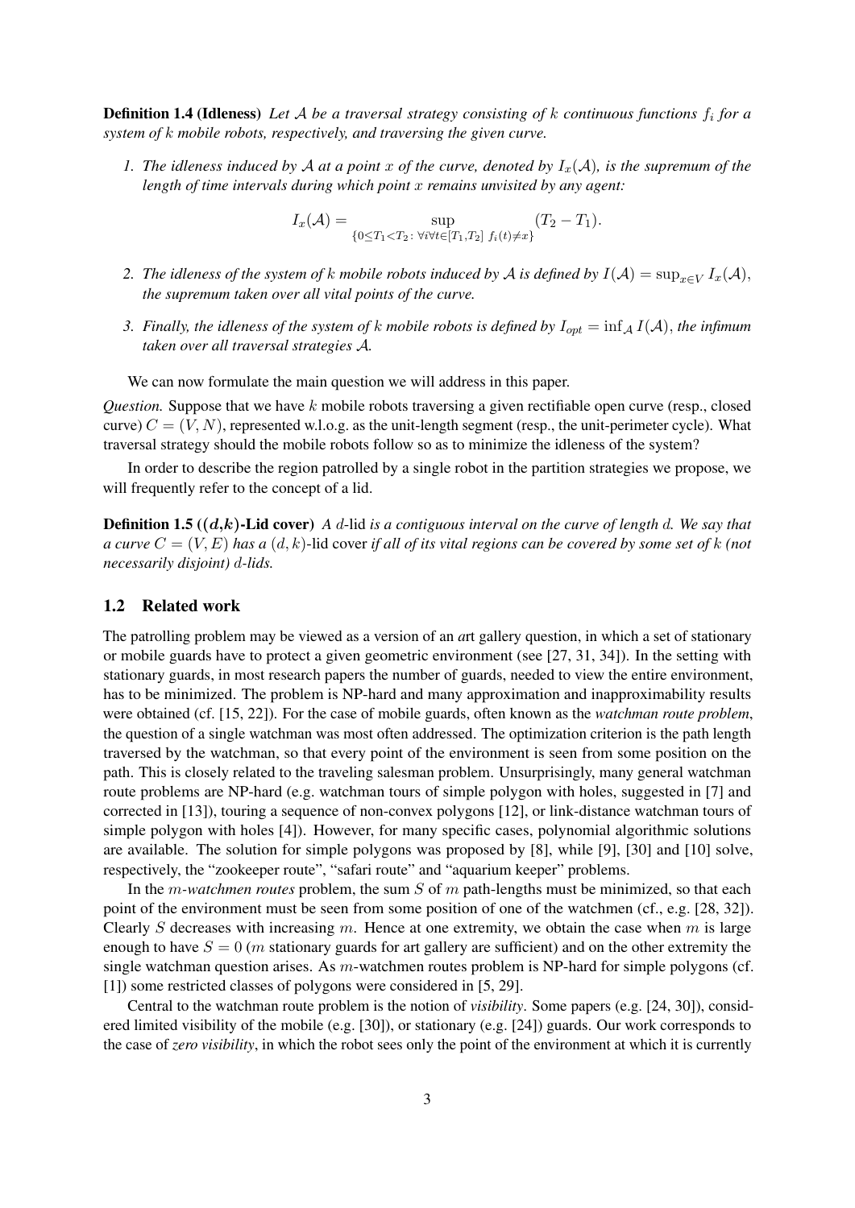**Definition 1.4 (Idleness)** *Let $\mathcal{A}$ be a traversal strategy consisting of $k$ continuous functions $f_i$ for a system of $k$ mobile robots, respectively, and traversing the given curve.*

1. *The idleness induced by $\mathcal{A}$ at a point $x$ of the curve, denoted by $I_x(\mathcal{A})$, is the supremum of the length of time intervals during which point $x$ remains unvisited by any agent:*

$$I_x(\mathcal{A}) = \sup_{\{0 \leq T_1 < T_2 \colon \forall i \forall t \in [T_1, T_2] \; f_i(t) \neq x\}} (T_2 - T_1).$$

2. *The idleness of the system of $k$ mobile robots induced by $\mathcal{A}$ is defined by $I(\mathcal{A}) = \sup_{x \in V} I_x(\mathcal{A})$, the supremum taken over all vital points of the curve.*

3. *Finally, the idleness of the system of $k$ mobile robots is defined by $I_{opt} = \inf_{\mathcal{A}} I(\mathcal{A})$, the infimum taken over all traversal strategies $\mathcal{A}$.*

We can now formulate the main question we will address in this paper.

*Question.* Suppose that we have $k$ mobile robots traversing a given rectifiable open curve (resp., closed curve) $C = (V, N)$, represented w.l.o.g. as the unit-length segment (resp., the unit-perimeter cycle). What traversal strategy should the mobile robots follow so as to minimize the idleness of the system?

In order to describe the region patrolled by a single robot in the partition strategies we propose, we will frequently refer to the concept of a lid.

**Definition 1.5 (($d$,$k$)-Lid cover)** *A $d$-lid is a contiguous interval on the curve of length $d$. We say that a curve $C = (V, E)$ has a $(d, k)$-lid cover if all of its vital regions can be covered by some set of $k$ (not necessarily disjoint) $d$-lids.*

## 1.2 Related work

The patrolling problem may be viewed as a version of an *a*rt gallery question, in which a set of stationary or mobile guards have to protect a given geometric environment (see [27, 31, 34]). In the setting with stationary guards, in most research papers the number of guards, needed to view the entire environment, has to be minimized. The problem is NP-hard and many approximation and inapproximability results were obtained (cf. [15, 22]). For the case of mobile guards, often known as the *watchman route problem*, the question of a single watchman was most often addressed. The optimization criterion is the path length traversed by the watchman, so that every point of the environment is seen from some position on the path. This is closely related to the traveling salesman problem. Unsurprisingly, many general watchman route problems are NP-hard (e.g. watchman tours of simple polygon with holes, suggested in [7] and corrected in [13]), touring a sequence of non-convex polygons [12], or link-distance watchman tours of simple polygon with holes [4]). However, for many specific cases, polynomial algorithmic solutions are available. The solution for simple polygons was proposed by [8], while [9], [30] and [10] solve, respectively, the "zookeeper route", "safari route" and "aquarium keeper" problems.

In the $m$-*watchmen routes* problem, the sum $S$ of $m$ path-lengths must be minimized, so that each point of the environment must be seen from some position of one of the watchmen (cf., e.g. [28, 32]). Clearly $S$ decreases with increasing $m$. Hence at one extremity, we obtain the case when $m$ is large enough to have $S = 0$ ($m$ stationary guards for art gallery are sufficient) and on the other extremity the single watchman question arises. As $m$-watchmen routes problem is NP-hard for simple polygons (cf. [1]) some restricted classes of polygons were considered in [5, 29].

Central to the watchman route problem is the notion of *visibility*. Some papers (e.g. [24, 30]), considered limited visibility of the mobile (e.g. [30]), or stationary (e.g. [24]) guards. Our work corresponds to the case of *zero visibility*, in which the robot sees only the point of the environment at which it is currently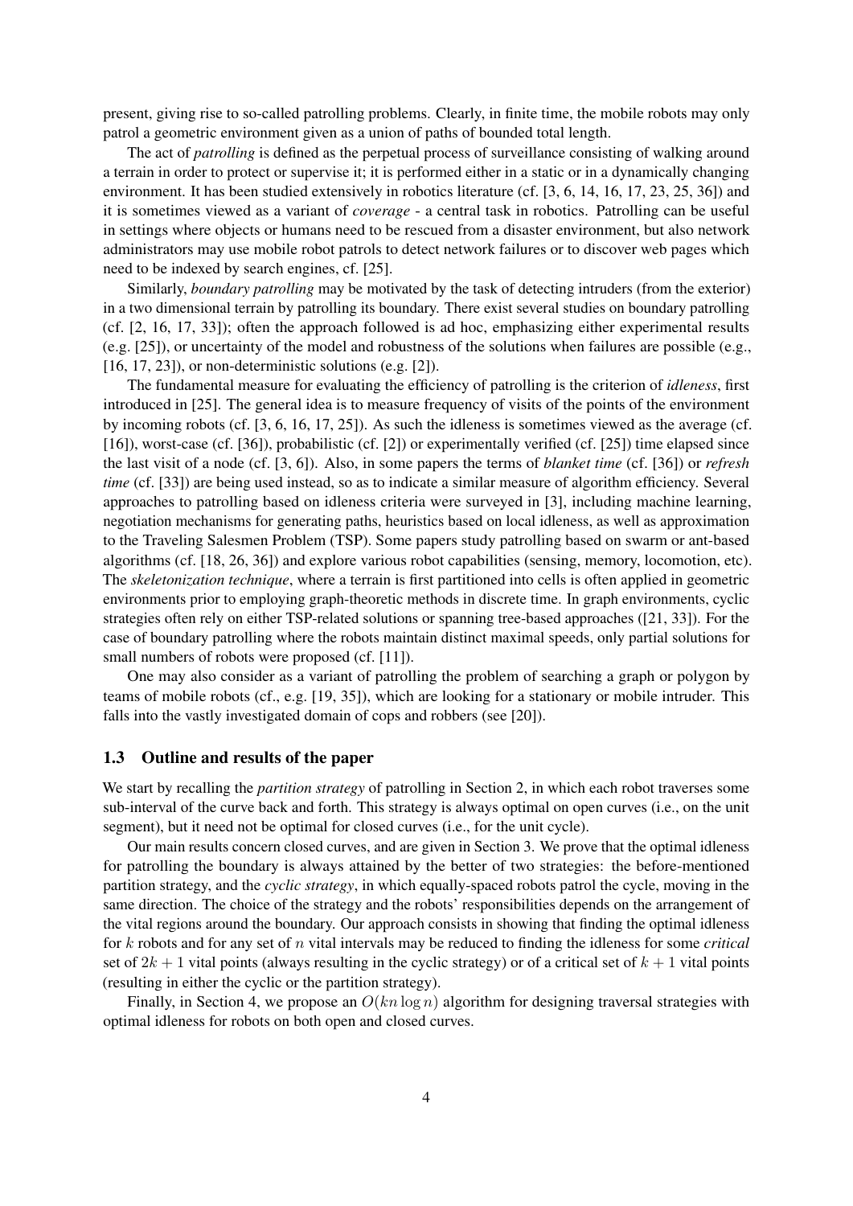present, giving rise to so-called patrolling problems. Clearly, in finite time, the mobile robots may only patrol a geometric environment given as a union of paths of bounded total length.

The act of *patrolling* is defined as the perpetual process of surveillance consisting of walking around a terrain in order to protect or supervise it; it is performed either in a static or in a dynamically changing environment. It has been studied extensively in robotics literature (cf. [3, 6, 14, 16, 17, 23, 25, 36]) and it is sometimes viewed as a variant of *coverage* - a central task in robotics. Patrolling can be useful in settings where objects or humans need to be rescued from a disaster environment, but also network administrators may use mobile robot patrols to detect network failures or to discover web pages which need to be indexed by search engines, cf. [25].

Similarly, *boundary patrolling* may be motivated by the task of detecting intruders (from the exterior) in a two dimensional terrain by patrolling its boundary. There exist several studies on boundary patrolling (cf. [2, 16, 17, 33]); often the approach followed is ad hoc, emphasizing either experimental results (e.g. [25]), or uncertainty of the model and robustness of the solutions when failures are possible (e.g., [16, 17, 23]), or non-deterministic solutions (e.g. [2]).

The fundamental measure for evaluating the efficiency of patrolling is the criterion of *idleness*, first introduced in [25]. The general idea is to measure frequency of visits of the points of the environment by incoming robots (cf. [3, 6, 16, 17, 25]). As such the idleness is sometimes viewed as the average (cf. [16]), worst-case (cf. [36]), probabilistic (cf. [2]) or experimentally verified (cf. [25]) time elapsed since the last visit of a node (cf. [3, 6]). Also, in some papers the terms of *blanket time* (cf. [36]) or *refresh time* (cf. [33]) are being used instead, so as to indicate a similar measure of algorithm efficiency. Several approaches to patrolling based on idleness criteria were surveyed in [3], including machine learning, negotiation mechanisms for generating paths, heuristics based on local idleness, as well as approximation to the Traveling Salesmen Problem (TSP). Some papers study patrolling based on swarm or ant-based algorithms (cf. [18, 26, 36]) and explore various robot capabilities (sensing, memory, locomotion, etc). The *skeletonization technique*, where a terrain is first partitioned into cells is often applied in geometric environments prior to employing graph-theoretic methods in discrete time. In graph environments, cyclic strategies often rely on either TSP-related solutions or spanning tree-based approaches ([21, 33]). For the case of boundary patrolling where the robots maintain distinct maximal speeds, only partial solutions for small numbers of robots were proposed (cf. [11]).

One may also consider as a variant of patrolling the problem of searching a graph or polygon by teams of mobile robots (cf., e.g. [19, 35]), which are looking for a stationary or mobile intruder. This falls into the vastly investigated domain of cops and robbers (see [20]).

### 1.3 Outline and results of the paper

We start by recalling the *partition strategy* of patrolling in Section 2, in which each robot traverses some sub-interval of the curve back and forth. This strategy is always optimal on open curves (i.e., on the unit segment), but it need not be optimal for closed curves (i.e., for the unit cycle).

Our main results concern closed curves, and are given in Section 3. We prove that the optimal idleness for patrolling the boundary is always attained by the better of two strategies: the before-mentioned partition strategy, and the *cyclic strategy*, in which equally-spaced robots patrol the cycle, moving in the same direction. The choice of the strategy and the robots' responsibilities depends on the arrangement of the vital regions around the boundary. Our approach consists in showing that finding the optimal idleness for $k$ robots and for any set of $n$ vital intervals may be reduced to finding the idleness for some *critical* set of $2k + 1$ vital points (always resulting in the cyclic strategy) or of a critical set of $k + 1$ vital points (resulting in either the cyclic or the partition strategy).

Finally, in Section 4, we propose an $O(kn \log n)$ algorithm for designing traversal strategies with optimal idleness for robots on both open and closed curves.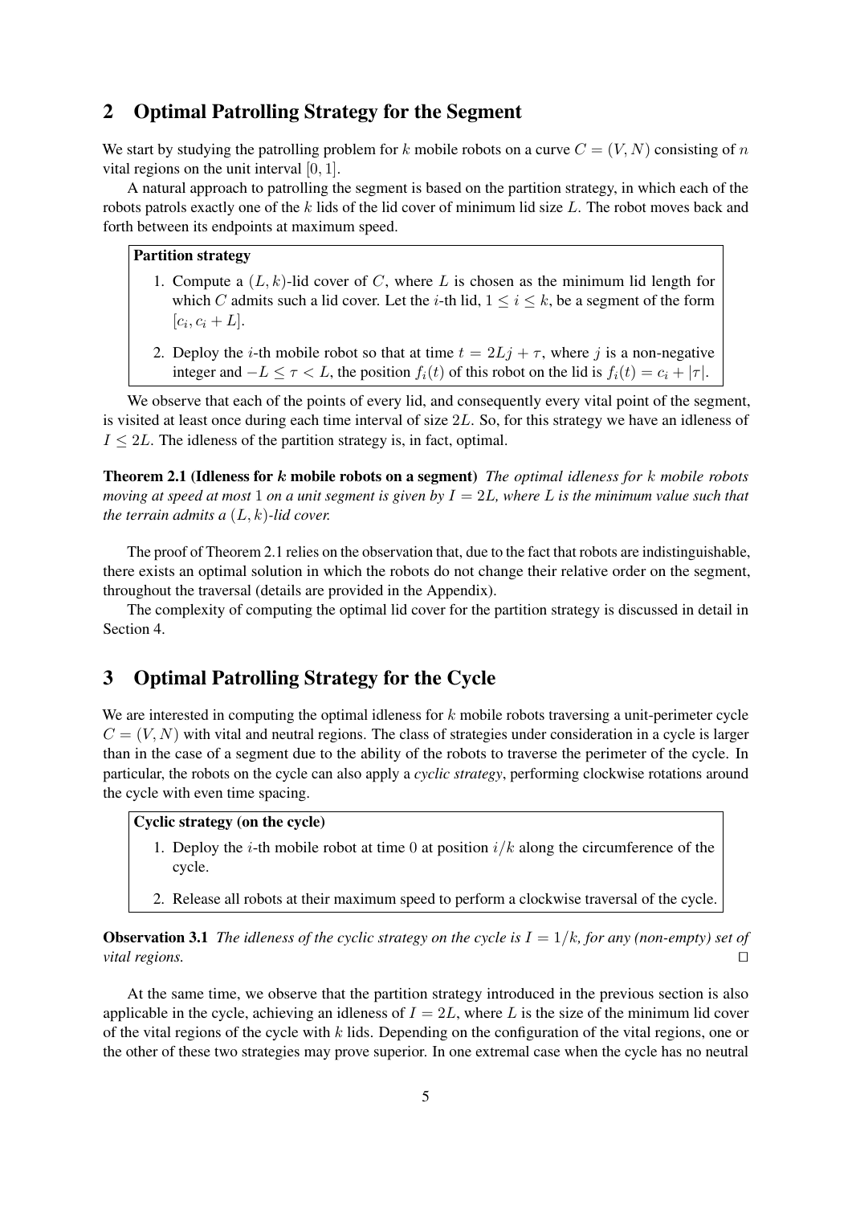## 2 Optimal Patrolling Strategy for the Segment

We start by studying the patrolling problem for $k$ mobile robots on a curve $C = (V, N)$ consisting of $n$ vital regions on the unit interval $[0, 1]$.

A natural approach to patrolling the segment is based on the partition strategy, in which each of the robots patrols exactly one of the $k$ lids of the lid cover of minimum lid size $L$. The robot moves back and forth between its endpoints at maximum speed.

**Partition strategy**

1. Compute a $(L, k)$-lid cover of $C$, where $L$ is chosen as the minimum lid length for which $C$ admits such a lid cover. Let the $i$-th lid, $1 \leq i \leq k$, be a segment of the form $[c_i, c_i + L]$.
2. Deploy the $i$-th mobile robot so that at time $t = 2Lj + \tau$, where $j$ is a non-negative integer and $-L \leq \tau < L$, the position $f_i(t)$ of this robot on the lid is $f_i(t) = c_i + |\tau|$.

We observe that each of the points of every lid, and consequently every vital point of the segment, is visited at least once during each time interval of size $2L$. So, for this strategy we have an idleness of $I \leq 2L$. The idleness of the partition strategy is, in fact, optimal.

**Theorem 2.1 (Idleness for *k* mobile robots on a segment)** *The optimal idleness for $k$ mobile robots moving at speed at most $1$ on a unit segment is given by $I = 2L$, where $L$ is the minimum value such that the terrain admits a $(L, k)$-lid cover.*

The proof of Theorem 2.1 relies on the observation that, due to the fact that robots are indistinguishable, there exists an optimal solution in which the robots do not change their relative order on the segment, throughout the traversal (details are provided in the Appendix).

The complexity of computing the optimal lid cover for the partition strategy is discussed in detail in Section 4.

## 3 Optimal Patrolling Strategy for the Cycle

We are interested in computing the optimal idleness for $k$ mobile robots traversing a unit-perimeter cycle $C = (V, N)$ with vital and neutral regions. The class of strategies under consideration in a cycle is larger than in the case of a segment due to the ability of the robots to traverse the perimeter of the cycle. In particular, the robots on the cycle can also apply a *cyclic strategy*, performing clockwise rotations around the cycle with even time spacing.

**Cyclic strategy (on the cycle)**

1. Deploy the $i$-th mobile robot at time $0$ at position $i/k$ along the circumference of the cycle.
2. Release all robots at their maximum speed to perform a clockwise traversal of the cycle.

**Observation 3.1** *The idleness of the cyclic strategy on the cycle is $I = 1/k$, for any (non-empty) set of vital regions.* ◻

At the same time, we observe that the partition strategy introduced in the previous section is also applicable in the cycle, achieving an idleness of $I = 2L$, where $L$ is the size of the minimum lid cover of the vital regions of the cycle with $k$ lids. Depending on the configuration of the vital regions, one or the other of these two strategies may prove superior. In one extremal case when the cycle has no neutral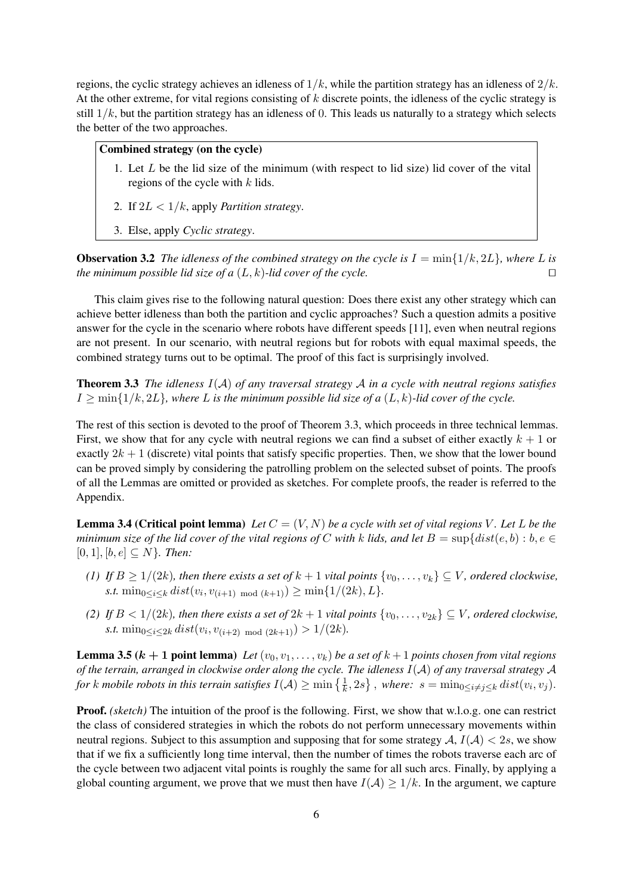regions, the cyclic strategy achieves an idleness of $1/k$, while the partition strategy has an idleness of $2/k$. At the other extreme, for vital regions consisting of $k$ discrete points, the idleness of the cyclic strategy is still $1/k$, but the partition strategy has an idleness of 0. This leads us naturally to a strategy which selects the better of the two approaches.

**Combined strategy (on the cycle)**

1. Let $L$ be the lid size of the minimum (with respect to lid size) lid cover of the vital regions of the cycle with $k$ lids.
2. If $2L < 1/k$, apply *Partition strategy*.
3. Else, apply *Cyclic strategy*.

**Observation 3.2** *The idleness of the combined strategy on the cycle is $I = \min\{1/k, 2L\}$, where $L$ is the minimum possible lid size of a $(L, k)$-lid cover of the cycle.* □

This claim gives rise to the following natural question: Does there exist any other strategy which can achieve better idleness than both the partition and cyclic approaches? Such a question admits a positive answer for the cycle in the scenario where robots have different speeds [11], even when neutral regions are not present. In our scenario, with neutral regions but for robots with equal maximal speeds, the combined strategy turns out to be optimal. The proof of this fact is surprisingly involved.

**Theorem 3.3** *The idleness $I(\mathcal{A})$ of any traversal strategy $\mathcal{A}$ in a cycle with neutral regions satisfies $I \geq \min\{1/k, 2L\}$, where $L$ is the minimum possible lid size of a $(L, k)$-lid cover of the cycle.*

The rest of this section is devoted to the proof of Theorem 3.3, which proceeds in three technical lemmas. First, we show that for any cycle with neutral regions we can find a subset of either exactly $k+1$ or exactly $2k+1$ (discrete) vital points that satisfy specific properties. Then, we show that the lower bound can be proved simply by considering the patrolling problem on the selected subset of points. The proofs of all the Lemmas are omitted or provided as sketches. For complete proofs, the reader is referred to the Appendix.

**Lemma 3.4 (Critical point lemma)** *Let $C = (V, N)$ be a cycle with set of vital regions $V$. Let $L$ be the minimum size of the lid cover of the vital regions of $C$ with $k$ lids, and let $B = \sup\{dist(e, b) : b, e \in [0, 1], [b, e] \subseteq N\}$. Then:*

*(1) If $B \geq 1/(2k)$, then there exists a set of $k+1$ vital points $\{v_0, \ldots, v_k\} \subseteq V$, ordered clockwise, s.t. $\min_{0 \leq i \leq k} dist(v_i, v_{(i+1) \bmod (k+1)}) \geq \min\{1/(2k), L\}$.*

*(2) If $B < 1/(2k)$, then there exists a set of $2k+1$ vital points $\{v_0, \ldots, v_{2k}\} \subseteq V$, ordered clockwise, s.t. $\min_{0 \leq i \leq 2k} dist(v_i, v_{(i+2) \bmod (2k+1)}) > 1/(2k)$.*

**Lemma 3.5 ($k+1$ point lemma)** *Let $(v_0, v_1, \ldots, v_k)$ be a set of $k+1$ points chosen from vital regions of the terrain, arranged in clockwise order along the cycle. The idleness $I(\mathcal{A})$ of any traversal strategy $\mathcal{A}$ for $k$ mobile robots in this terrain satisfies $I(\mathcal{A}) \geq \min\left\{\frac{1}{k}, 2s\right\}$, where: $s = \min_{0 \leq i \neq j \leq k} dist(v_i, v_j)$.*

**Proof.** *(sketch)* The intuition of the proof is the following. First, we show that w.l.o.g. one can restrict the class of considered strategies in which the robots do not perform unnecessary movements within neutral regions. Subject to this assumption and supposing that for some strategy $\mathcal{A}$, $I(\mathcal{A}) < 2s$, we show that if we fix a sufficiently long time interval, then the number of times the robots traverse each arc of the cycle between two adjacent vital points is roughly the same for all such arcs. Finally, by applying a global counting argument, we prove that we must then have $I(\mathcal{A}) \geq 1/k$. In the argument, we capture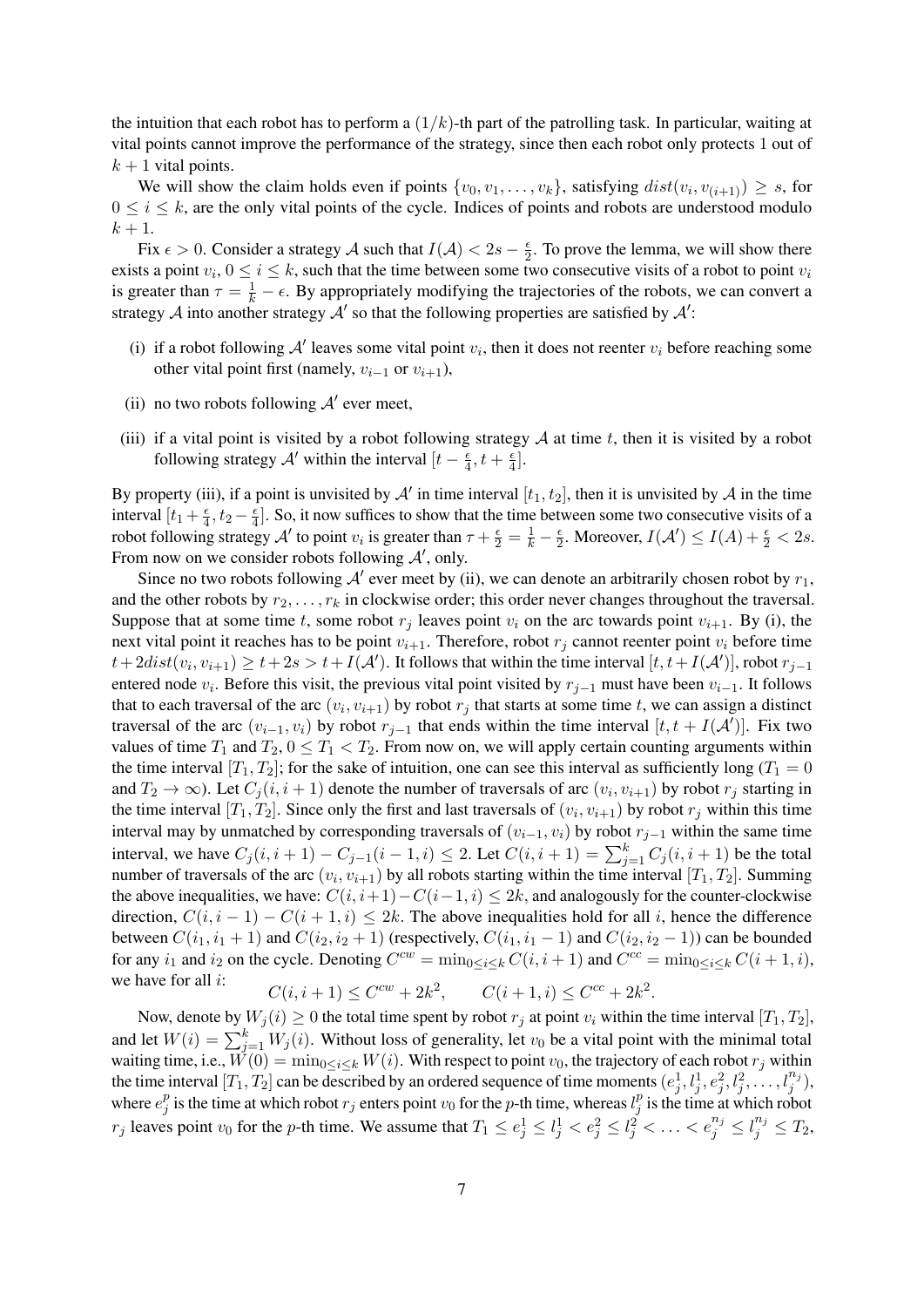the intuition that each robot has to perform a $(1/k)$-th part of the patrolling task. In particular, waiting at vital points cannot improve the performance of the strategy, since then each robot only protects 1 out of $k+1$ vital points.

We will show the claim holds even if points $\{v_0, v_1, \ldots, v_k\}$, satisfying $dist(v_i, v_{(i+1)}) \geq s$, for $0 \leq i \leq k$, are the only vital points of the cycle. Indices of points and robots are understood modulo $k+1$.

Fix $\epsilon > 0$. Consider a strategy $\mathcal{A}$ such that $I(\mathcal{A}) < 2s - \frac{\epsilon}{2}$. To prove the lemma, we will show there exists a point $v_i$, $0 \leq i \leq k$, such that the time between some two consecutive visits of a robot to point $v_i$ is greater than $\tau = \frac{1}{k} - \epsilon$. By appropriately modifying the trajectories of the robots, we can convert a strategy $\mathcal{A}$ into another strategy $\mathcal{A}'$ so that the following properties are satisfied by $\mathcal{A}'$:

(i) if a robot following $\mathcal{A}'$ leaves some vital point $v_i$, then it does not reenter $v_i$ before reaching some other vital point first (namely, $v_{i-1}$ or $v_{i+1}$),

(ii) no two robots following $\mathcal{A}'$ ever meet,

(iii) if a vital point is visited by a robot following strategy $\mathcal{A}$ at time $t$, then it is visited by a robot following strategy $\mathcal{A}'$ within the interval $[t - \frac{\epsilon}{4}, t + \frac{\epsilon}{4}]$.

By property (iii), if a point is unvisited by $\mathcal{A}'$ in time interval $[t_1, t_2]$, then it is unvisited by $\mathcal{A}$ in the time interval $[t_1 + \frac{\epsilon}{4}, t_2 - \frac{\epsilon}{4}]$. So, it now suffices to show that the time between some two consecutive visits of a robot following strategy $\mathcal{A}'$ to point $v_i$ is greater than $\tau + \frac{\epsilon}{2} = \frac{1}{k} - \frac{\epsilon}{2}$. Moreover, $I(\mathcal{A}') \leq I(A) + \frac{\epsilon}{2} < 2s$. From now on we consider robots following $\mathcal{A}'$, only.

Since no two robots following $\mathcal{A}'$ ever meet by (ii), we can denote an arbitrarily chosen robot by $r_1$, and the other robots by $r_2, \ldots, r_k$ in clockwise order; this order never changes throughout the traversal. Suppose that at some time $t$, some robot $r_j$ leaves point $v_i$ on the arc towards point $v_{i+1}$. By (i), the next vital point it reaches has to be point $v_{i+1}$. Therefore, robot $r_j$ cannot reenter point $v_i$ before time $t + 2dist(v_i, v_{i+1}) \geq t + 2s > t + I(\mathcal{A}')$. It follows that within the time interval $[t, t + I(\mathcal{A}')]$, robot $r_{j-1}$ entered node $v_i$. Before this visit, the previous vital point visited by $r_{j-1}$ must have been $v_{i-1}$. It follows that to each traversal of the arc $(v_i, v_{i+1})$ by robot $r_j$ that starts at some time $t$, we can assign a distinct traversal of the arc $(v_{i-1}, v_i)$ by robot $r_{j-1}$ that ends within the time interval $[t, t + I(\mathcal{A}')]$. Fix two values of time $T_1$ and $T_2$, $0 \leq T_1 < T_2$. From now on, we will apply certain counting arguments within the time interval $[T_1, T_2]$; for the sake of intuition, one can see this interval as sufficiently long ($T_1 = 0$ and $T_2 \to \infty$). Let $C_j(i, i+1)$ denote the number of traversals of arc $(v_i, v_{i+1})$ by robot $r_j$ starting in the time interval $[T_1, T_2]$. Since only the first and last traversals of $(v_i, v_{i+1})$ by robot $r_j$ within this time interval may by unmatched by corresponding traversals of $(v_{i-1}, v_i)$ by robot $r_{j-1}$ within the same time interval, we have $C_j(i, i+1) - C_{j-1}(i-1, i) \leq 2$. Let $C(i, i+1) = \sum_{j=1}^{k} C_j(i, i+1)$ be the total number of traversals of the arc $(v_i, v_{i+1})$ by all robots starting within the time interval $[T_1, T_2]$. Summing the above inequalities, we have: $C(i, i+1) - C(i-1, i) \leq 2k$, and analogously for the counter-clockwise direction, $C(i, i-1) - C(i+1, i) \leq 2k$. The above inequalities hold for all $i$, hence the difference between $C(i_1, i_1+1)$ and $C(i_2, i_2+1)$ (respectively, $C(i_1, i_1-1)$ and $C(i_2, i_2-1)$) can be bounded for any $i_1$ and $i_2$ on the cycle. Denoting $C^{cw} = \min_{0 \leq i \leq k} C(i, i+1)$ and $C^{cc} = \min_{0 \leq i \leq k} C(i+1, i)$, we have for all $i$:

$$C(i, i+1) \leq C^{cw} + 2k^2, \qquad C(i+1, i) \leq C^{cc} + 2k^2.$$

Now, denote by $W_j(i) \geq 0$ the total time spent by robot $r_j$ at point $v_i$ within the time interval $[T_1, T_2]$, and let $W(i) = \sum_{j=1}^{k} W_j(i)$. Without loss of generality, let $v_0$ be a vital point with the minimal total waiting time, i.e., $W(0) = \min_{0 \leq i \leq k} W(i)$. With respect to point $v_0$, the trajectory of each robot $r_j$ within the time interval $[T_1, T_2]$ can be described by an ordered sequence of time moments $(e_j^1, l_j^1, e_j^2, l_j^2, \ldots, l_j^{n_j})$, where $e_j^p$ is the time at which robot $r_j$ enters point $v_0$ for the $p$-th time, whereas $l_j^p$ is the time at which robot $r_j$ leaves point $v_0$ for the $p$-th time. We assume that $T_1 \leq e_j^1 \leq l_j^1 < e_j^2 \leq l_j^2 < \ldots < e_j^{n_j} \leq l_j^{n_j} \leq T_2$,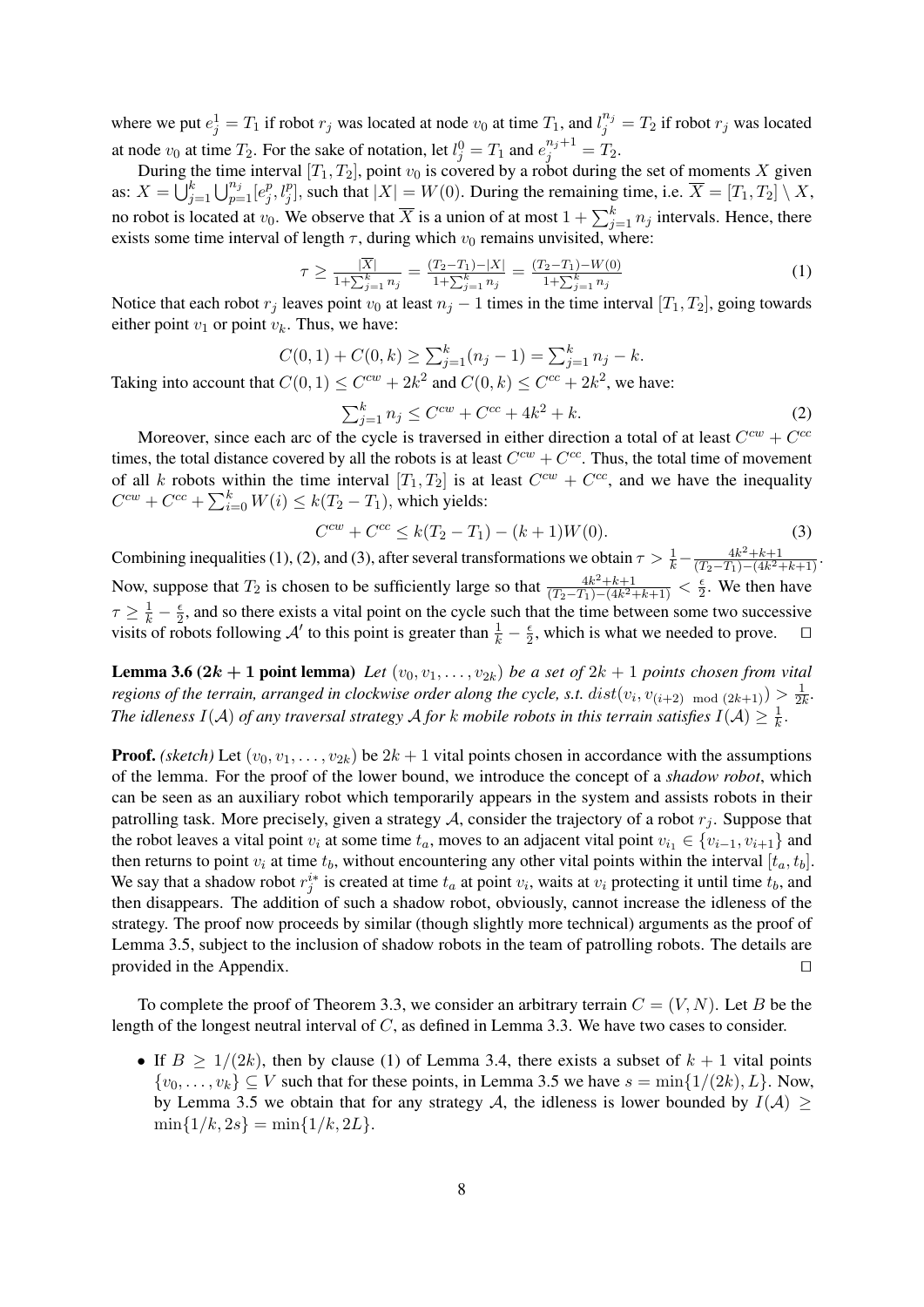where we put $e_j^1 = T_1$ if robot $r_j$ was located at node $v_0$ at time $T_1$, and $l_j^{n_j} = T_2$ if robot $r_j$ was located at node $v_0$ at time $T_2$. For the sake of notation, let $l_j^0 = T_1$ and $e_j^{n_j+1} = T_2$.

During the time interval $[T_1, T_2]$, point $v_0$ is covered by a robot during the set of moments $X$ given as: $X = \bigcup_{j=1}^{k} \bigcup_{p=1}^{n_j} [e_j^p, l_j^p]$, such that $|X| = W(0)$. During the remaining time, i.e. $\overline{X} = [T_1, T_2] \setminus X$, no robot is located at $v_0$. We observe that $\overline{X}$ is a union of at most $1 + \sum_{j=1}^{k} n_j$ intervals. Hence, there exists some time interval of length $\tau$, during which $v_0$ remains unvisited, where:

$$\tau \geq \frac{|\overline{X}|}{1+\sum_{j=1}^{k} n_j} = \frac{(T_2-T_1)-|X|}{1+\sum_{j=1}^{k} n_j} = \frac{(T_2-T_1)-W(0)}{1+\sum_{j=1}^{k} n_j} \tag{1}$$

Notice that each robot $r_j$ leaves point $v_0$ at least $n_j - 1$ times in the time interval $[T_1, T_2]$, going towards either point $v_1$ or point $v_k$. Thus, we have:

$$C(0,1) + C(0,k) \geq \sum_{j=1}^{k}(n_j - 1) = \sum_{j=1}^{k} n_j - k.$$

Taking into account that $C(0,1) \leq C^{cw} + 2k^2$ and $C(0,k) \leq C^{cc} + 2k^2$, we have:

$$\sum_{j=1}^{k} n_j \leq C^{cw} + C^{cc} + 4k^2 + k. \tag{2}$$

Moreover, since each arc of the cycle is traversed in either direction a total of at least $C^{cw} + C^{cc}$ times, the total distance covered by all the robots is at least $C^{cw} + C^{cc}$. Thus, the total time of movement of all $k$ robots within the time interval $[T_1, T_2]$ is at least $C^{cw} + C^{cc}$, and we have the inequality $C^{cw} + C^{cc} + \sum_{i=0}^{k} W(i) \leq k(T_2 - T_1)$, which yields:

$$C^{cw} + C^{cc} \leq k(T_2 - T_1) - (k+1)W(0). \tag{3}$$

Combining inequalities (1), (2), and (3), after several transformations we obtain $\tau > \frac{1}{k} - \frac{4k^2+k+1}{(T_2-T_1)-(4k^2+k+1)}$. Now, suppose that $T_2$ is chosen to be sufficiently large so that $\frac{4k^2+k+1}{(T_2-T_1)-(4k^2+k+1)} < \frac{\epsilon}{2}$. We then have $\tau \geq \frac{1}{k} - \frac{\epsilon}{2}$, and so there exists a vital point on the cycle such that the time between some two successive visits of robots following $\mathcal{A}'$ to this point is greater than $\frac{1}{k} - \frac{\epsilon}{2}$, which is what we needed to prove. □

**Lemma 3.6 ($2k+1$ point lemma)** *Let $(v_0, v_1, \ldots, v_{2k})$ be a set of $2k+1$ points chosen from vital regions of the terrain, arranged in clockwise order along the cycle, s.t. $dist(v_i, v_{(i+2) \bmod (2k+1)}) > \frac{1}{2k}$. The idleness $I(\mathcal{A})$ of any traversal strategy $\mathcal{A}$ for $k$ mobile robots in this terrain satisfies $I(\mathcal{A}) \geq \frac{1}{k}$.*

**Proof.** *(sketch)* Let $(v_0, v_1, \ldots, v_{2k})$ be $2k+1$ vital points chosen in accordance with the assumptions of the lemma. For the proof of the lower bound, we introduce the concept of a *shadow robot*, which can be seen as an auxiliary robot which temporarily appears in the system and assists robots in their patrolling task. More precisely, given a strategy $\mathcal{A}$, consider the trajectory of a robot $r_j$. Suppose that the robot leaves a vital point $v_i$ at some time $t_a$, moves to an adjacent vital point $v_{i_1} \in \{v_{i-1}, v_{i+1}\}$ and then returns to point $v_i$ at time $t_b$, without encountering any other vital points within the interval $[t_a, t_b]$. We say that a shadow robot $r_j^{i*}$ is created at time $t_a$ at point $v_i$, waits at $v_i$ protecting it until time $t_b$, and then disappears. The addition of such a shadow robot, obviously, cannot increase the idleness of the strategy. The proof now proceeds by similar (though slightly more technical) arguments as the proof of Lemma 3.5, subject to the inclusion of shadow robots in the team of patrolling robots. The details are provided in the Appendix. □

To complete the proof of Theorem 3.3, we consider an arbitrary terrain $C = (V, N)$. Let $B$ be the length of the longest neutral interval of $C$, as defined in Lemma 3.3. We have two cases to consider.

- If $B \geq 1/(2k)$, then by clause (1) of Lemma 3.4, there exists a subset of $k+1$ vital points $\{v_0, \ldots, v_k\} \subseteq V$ such that for these points, in Lemma 3.5 we have $s = \min\{1/(2k), L\}$. Now, by Lemma 3.5 we obtain that for any strategy $\mathcal{A}$, the idleness is lower bounded by $I(\mathcal{A}) \geq \min\{1/k, 2s\} = \min\{1/k, 2L\}$.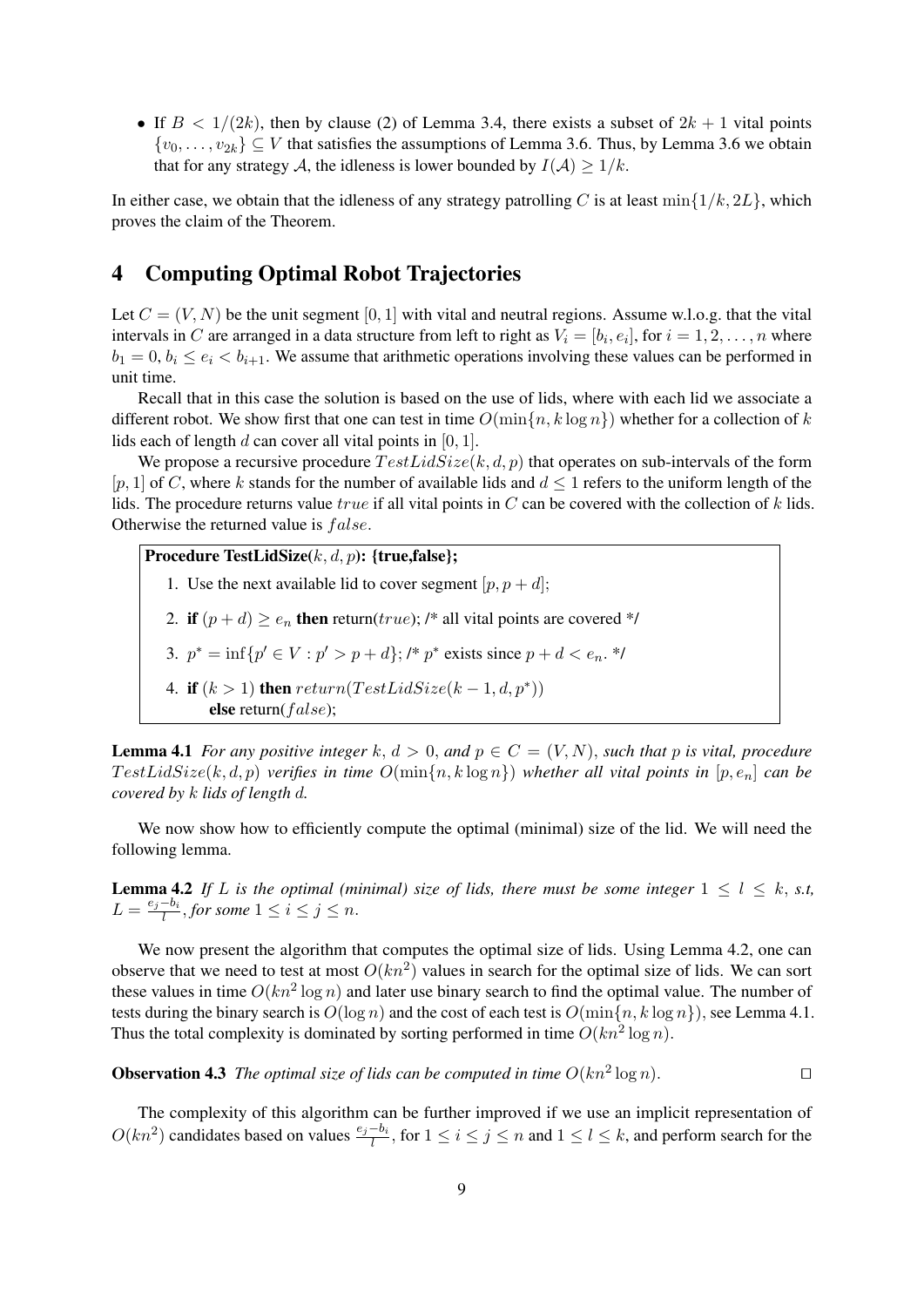- If $B < 1/(2k)$, then by clause (2) of Lemma 3.4, there exists a subset of $2k + 1$ vital points $\{v_0, \ldots, v_{2k}\} \subseteq V$ that satisfies the assumptions of Lemma 3.6. Thus, by Lemma 3.6 we obtain that for any strategy $\mathcal{A}$, the idleness is lower bounded by $I(\mathcal{A}) \geq 1/k$.

In either case, we obtain that the idleness of any strategy patrolling $C$ is at least $\min\{1/k, 2L\}$, which proves the claim of the Theorem.

## 4 Computing Optimal Robot Trajectories

Let $C = (V, N)$ be the unit segment $[0, 1]$ with vital and neutral regions. Assume w.l.o.g. that the vital intervals in $C$ are arranged in a data structure from left to right as $V_i = [b_i, e_i]$, for $i = 1, 2, \ldots, n$ where $b_1 = 0$, $b_i \leq e_i < b_{i+1}$. We assume that arithmetic operations involving these values can be performed in unit time.

Recall that in this case the solution is based on the use of lids, where with each lid we associate a different robot. We show first that one can test in time $O(\min\{n, k \log n\})$ whether for a collection of $k$ lids each of length $d$ can cover all vital points in $[0, 1]$.

We propose a recursive procedure $TestLidSize(k, d, p)$ that operates on sub-intervals of the form $[p, 1]$ of $C$, where $k$ stands for the number of available lids and $d \leq 1$ refers to the uniform length of the lids. The procedure returns value $true$ if all vital points in $C$ can be covered with the collection of $k$ lids. Otherwise the returned value is $false$.

**Procedure TestLidSize($k, d, p$): {true,false};**

1. Use the next available lid to cover segment $[p, p + d]$;
2. **if** $(p + d) \geq e_n$ **then** return($true$); /* all vital points are covered */
3. $p^* = \inf\{p' \in V : p' > p + d\}$; /* $p^*$ exists since $p + d < e_n$. */
4. **if** $(k > 1)$ **then** $return(TestLidSize(k - 1, d, p^*))$
   **else** return($false$);

**Lemma 4.1** *For any positive integer $k$, $d > 0$, and $p \in C = (V, N)$, such that $p$ is vital, procedure $TestLidSize(k, d, p)$ verifies in time $O(\min\{n, k \log n\})$ whether all vital points in $[p, e_n]$ can be covered by $k$ lids of length $d$.*

We now show how to efficiently compute the optimal (minimal) size of the lid. We will need the following lemma.

**Lemma 4.2** *If $L$ is the optimal (minimal) size of lids, there must be some integer $1 \leq l \leq k$, s.t, $L = \frac{e_j - b_i}{l}$, for some $1 \leq i \leq j \leq n$.*

We now present the algorithm that computes the optimal size of lids. Using Lemma 4.2, one can observe that we need to test at most $O(kn^2)$ values in search for the optimal size of lids. We can sort these values in time $O(kn^2 \log n)$ and later use binary search to find the optimal value. The number of tests during the binary search is $O(\log n)$ and the cost of each test is $O(\min\{n, k \log n\})$, see Lemma 4.1. Thus the total complexity is dominated by sorting performed in time $O(kn^2 \log n)$.

**Observation 4.3** *The optimal size of lids can be computed in time $O(kn^2 \log n)$.* □

The complexity of this algorithm can be further improved if we use an implicit representation of $O(kn^2)$ candidates based on values $\frac{e_j - b_i}{l}$, for $1 \leq i \leq j \leq n$ and $1 \leq l \leq k$, and perform search for the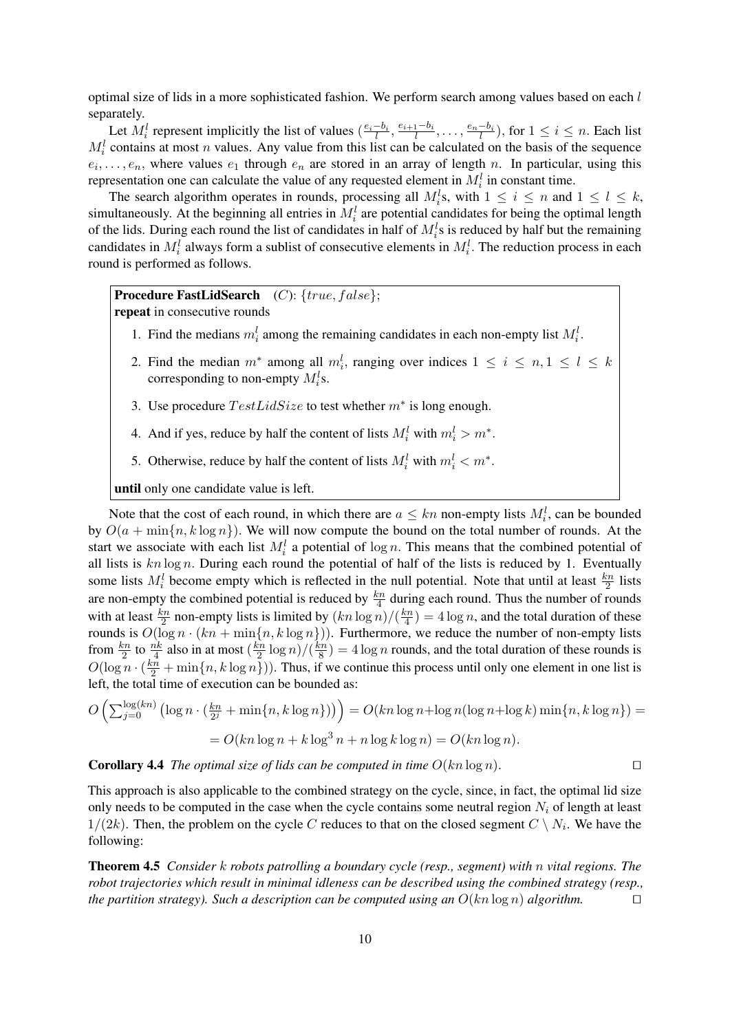optimal size of lids in a more sophisticated fashion. We perform search among values based on each $l$ separately.

Let $M_i^l$ represent implicitly the list of values $(\frac{e_i - b_i}{l}, \frac{e_{i+1} - b_i}{l}, \ldots, \frac{e_n - b_i}{l})$, for $1 \le i \le n$. Each list $M_i^l$ contains at most $n$ values. Any value from this list can be calculated on the basis of the sequence $e_i, \ldots, e_n$, where values $e_1$ through $e_n$ are stored in an array of length $n$. In particular, using this representation one can calculate the value of any requested element in $M_i^l$ in constant time.

The search algorithm operates in rounds, processing all $M_i^l$s, with $1 \le i \le n$ and $1 \le l \le k$, simultaneously. At the beginning all entries in $M_i^l$ are potential candidates for being the optimal length of the lids. During each round the list of candidates in half of $M_i^l$s is reduced by half but the remaining candidates in $M_i^l$ always form a sublist of consecutive elements in $M_i^l$. The reduction process in each round is performed as follows.

**Procedure FastLidSearch** $(C)$: $\{true, false\}$;
**repeat** in consecutive rounds

1. Find the medians $m_i^l$ among the remaining candidates in each non-empty list $M_i^l$.
2. Find the median $m^*$ among all $m_i^l$, ranging over indices $1 \le i \le n, 1 \le l \le k$ corresponding to non-empty $M_i^l$s.
3. Use procedure $TestLidSize$ to test whether $m^*$ is long enough.
4. And if yes, reduce by half the content of lists $M_i^l$ with $m_i^l > m^*$.
5. Otherwise, reduce by half the content of lists $M_i^l$ with $m_i^l < m^*$.

**until** only one candidate value is left.

Note that the cost of each round, in which there are $a \le kn$ non-empty lists $M_i^l$, can be bounded by $O(a + \min\{n, k \log n\})$. We will now compute the bound on the total number of rounds. At the start we associate with each list $M_i^l$ a potential of $\log n$. This means that the combined potential of all lists is $kn \log n$. During each round the potential of half of the lists is reduced by 1. Eventually some lists $M_i^l$ become empty which is reflected in the null potential. Note that until at least $\frac{kn}{2}$ lists are non-empty the combined potential is reduced by $\frac{kn}{4}$ during each round. Thus the number of rounds with at least $\frac{kn}{2}$ non-empty lists is limited by $(kn \log n)/(\frac{kn}{4}) = 4 \log n$, and the total duration of these rounds is $O(\log n \cdot (kn + \min\{n, k \log n\}))$. Furthermore, we reduce the number of non-empty lists from $\frac{kn}{2}$ to $\frac{nk}{4}$ also in at most $(\frac{kn}{2} \log n)/(\frac{kn}{8}) = 4 \log n$ rounds, and the total duration of these rounds is $O(\log n \cdot (\frac{kn}{2} + \min\{n, k \log n\}))$. Thus, if we continue this process until only one element in one list is left, the total time of execution can be bounded as:

$$O\left(\sum_{j=0}^{\log(kn)} \left(\log n \cdot (\tfrac{kn}{2^j} + \min\{n, k \log n\})\right)\right) = O(kn \log n + \log n(\log n + \log k) \min\{n, k \log n\}) =$$
$$= O(kn \log n + k \log^3 n + n \log k \log n) = O(kn \log n).$$

**Corollary 4.4** *The optimal size of lids can be computed in time $O(kn \log n)$.* $\square$

This approach is also applicable to the combined strategy on the cycle, since, in fact, the optimal lid size only needs to be computed in the case when the cycle contains some neutral region $N_i$ of length at least $1/(2k)$. Then, the problem on the cycle $C$ reduces to that on the closed segment $C \setminus N_i$. We have the following:

**Theorem 4.5** *Consider $k$ robots patrolling a boundary cycle (resp., segment) with $n$ vital regions. The robot trajectories which result in minimal idleness can be described using the combined strategy (resp., the partition strategy). Such a description can be computed using an $O(kn \log n)$ algorithm.* $\square$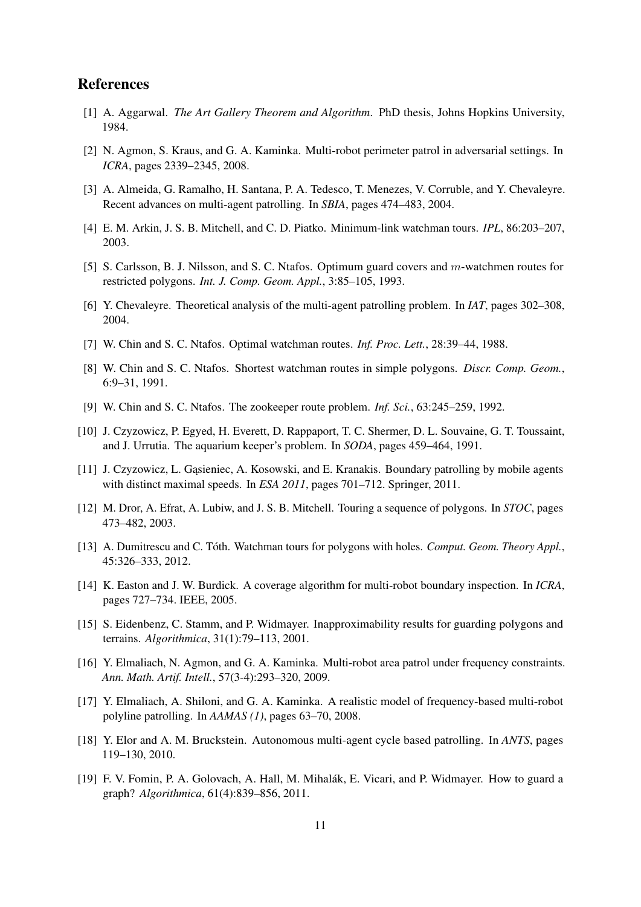## References

[1] A. Aggarwal. *The Art Gallery Theorem and Algorithm*. PhD thesis, Johns Hopkins University, 1984.

[2] N. Agmon, S. Kraus, and G. A. Kaminka. Multi-robot perimeter patrol in adversarial settings. In *ICRA*, pages 2339–2345, 2008.

[3] A. Almeida, G. Ramalho, H. Santana, P. A. Tedesco, T. Menezes, V. Corruble, and Y. Chevaleyre. Recent advances on multi-agent patrolling. In *SBIA*, pages 474–483, 2004.

[4] E. M. Arkin, J. S. B. Mitchell, and C. D. Piatko. Minimum-link watchman tours. *IPL*, 86:203–207, 2003.

[5] S. Carlsson, B. J. Nilsson, and S. C. Ntafos. Optimum guard covers and $m$-watchmen routes for restricted polygons. *Int. J. Comp. Geom. Appl.*, 3:85–105, 1993.

[6] Y. Chevaleyre. Theoretical analysis of the multi-agent patrolling problem. In *IAT*, pages 302–308, 2004.

[7] W. Chin and S. C. Ntafos. Optimal watchman routes. *Inf. Proc. Lett.*, 28:39–44, 1988.

[8] W. Chin and S. C. Ntafos. Shortest watchman routes in simple polygons. *Discr. Comp. Geom.*, 6:9–31, 1991.

[9] W. Chin and S. C. Ntafos. The zookeeper route problem. *Inf. Sci.*, 63:245–259, 1992.

[10] J. Czyzowicz, P. Egyed, H. Everett, D. Rappaport, T. C. Shermer, D. L. Souvaine, G. T. Toussaint, and J. Urrutia. The aquarium keeper's problem. In *SODA*, pages 459–464, 1991.

[11] J. Czyzowicz, L. Gąsieniec, A. Kosowski, and E. Kranakis. Boundary patrolling by mobile agents with distinct maximal speeds. In *ESA 2011*, pages 701–712. Springer, 2011.

[12] M. Dror, A. Efrat, A. Lubiw, and J. S. B. Mitchell. Touring a sequence of polygons. In *STOC*, pages 473–482, 2003.

[13] A. Dumitrescu and C. Tóth. Watchman tours for polygons with holes. *Comput. Geom. Theory Appl.*, 45:326–333, 2012.

[14] K. Easton and J. W. Burdick. A coverage algorithm for multi-robot boundary inspection. In *ICRA*, pages 727–734. IEEE, 2005.

[15] S. Eidenbenz, C. Stamm, and P. Widmayer. Inapproximability results for guarding polygons and terrains. *Algorithmica*, 31(1):79–113, 2001.

[16] Y. Elmaliach, N. Agmon, and G. A. Kaminka. Multi-robot area patrol under frequency constraints. *Ann. Math. Artif. Intell.*, 57(3-4):293–320, 2009.

[17] Y. Elmaliach, A. Shiloni, and G. A. Kaminka. A realistic model of frequency-based multi-robot polyline patrolling. In *AAMAS (1)*, pages 63–70, 2008.

[18] Y. Elor and A. M. Bruckstein. Autonomous multi-agent cycle based patrolling. In *ANTS*, pages 119–130, 2010.

[19] F. V. Fomin, P. A. Golovach, A. Hall, M. Mihalák, E. Vicari, and P. Widmayer. How to guard a graph? *Algorithmica*, 61(4):839–856, 2011.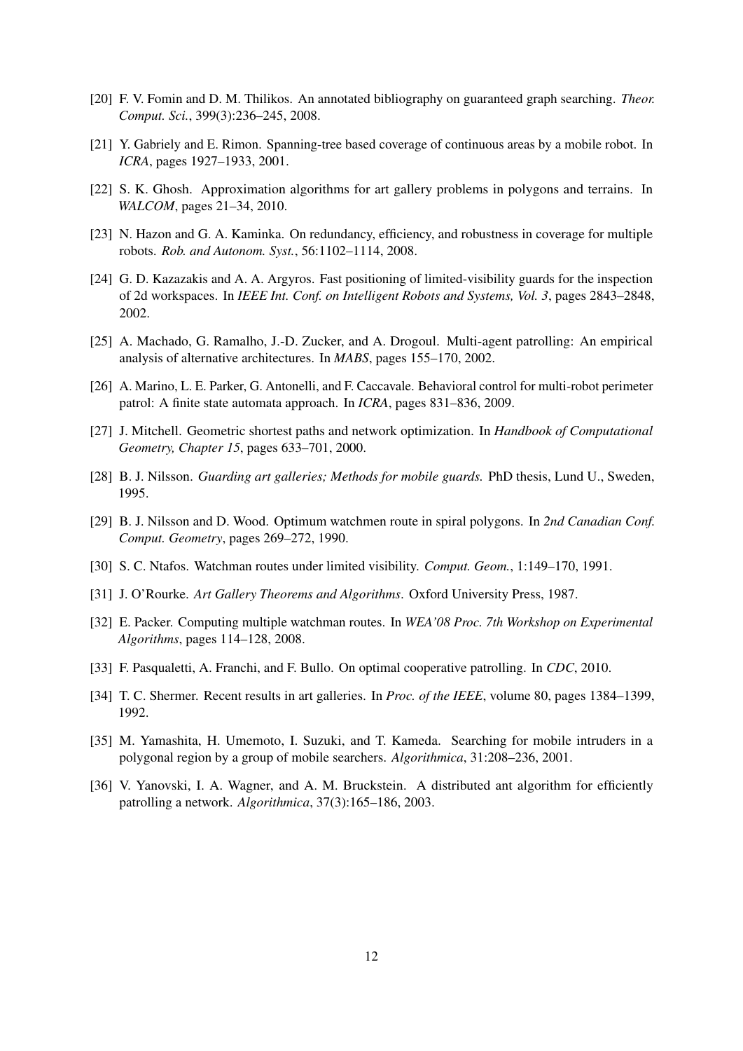[20] F. V. Fomin and D. M. Thilikos. An annotated bibliography on guaranteed graph searching. *Theor. Comput. Sci.*, 399(3):236–245, 2008.

[21] Y. Gabriely and E. Rimon. Spanning-tree based coverage of continuous areas by a mobile robot. In *ICRA*, pages 1927–1933, 2001.

[22] S. K. Ghosh. Approximation algorithms for art gallery problems in polygons and terrains. In *WALCOM*, pages 21–34, 2010.

[23] N. Hazon and G. A. Kaminka. On redundancy, efficiency, and robustness in coverage for multiple robots. *Rob. and Autonom. Syst.*, 56:1102–1114, 2008.

[24] G. D. Kazazakis and A. A. Argyros. Fast positioning of limited-visibility guards for the inspection of 2d workspaces. In *IEEE Int. Conf. on Intelligent Robots and Systems, Vol. 3*, pages 2843–2848, 2002.

[25] A. Machado, G. Ramalho, J.-D. Zucker, and A. Drogoul. Multi-agent patrolling: An empirical analysis of alternative architectures. In *MABS*, pages 155–170, 2002.

[26] A. Marino, L. E. Parker, G. Antonelli, and F. Caccavale. Behavioral control for multi-robot perimeter patrol: A finite state automata approach. In *ICRA*, pages 831–836, 2009.

[27] J. Mitchell. Geometric shortest paths and network optimization. In *Handbook of Computational Geometry, Chapter 15*, pages 633–701, 2000.

[28] B. J. Nilsson. *Guarding art galleries; Methods for mobile guards.* PhD thesis, Lund U., Sweden, 1995.

[29] B. J. Nilsson and D. Wood. Optimum watchmen route in spiral polygons. In *2nd Canadian Conf. Comput. Geometry*, pages 269–272, 1990.

[30] S. C. Ntafos. Watchman routes under limited visibility. *Comput. Geom.*, 1:149–170, 1991.

[31] J. O'Rourke. *Art Gallery Theorems and Algorithms*. Oxford University Press, 1987.

[32] E. Packer. Computing multiple watchman routes. In *WEA'08 Proc. 7th Workshop on Experimental Algorithms*, pages 114–128, 2008.

[33] F. Pasqualetti, A. Franchi, and F. Bullo. On optimal cooperative patrolling. In *CDC*, 2010.

[34] T. C. Shermer. Recent results in art galleries. In *Proc. of the IEEE*, volume 80, pages 1384–1399, 1992.

[35] M. Yamashita, H. Umemoto, I. Suzuki, and T. Kameda. Searching for mobile intruders in a polygonal region by a group of mobile searchers. *Algorithmica*, 31:208–236, 2001.

[36] V. Yanovski, I. A. Wagner, and A. M. Bruckstein. A distributed ant algorithm for efficiently patrolling a network. *Algorithmica*, 37(3):165–186, 2003.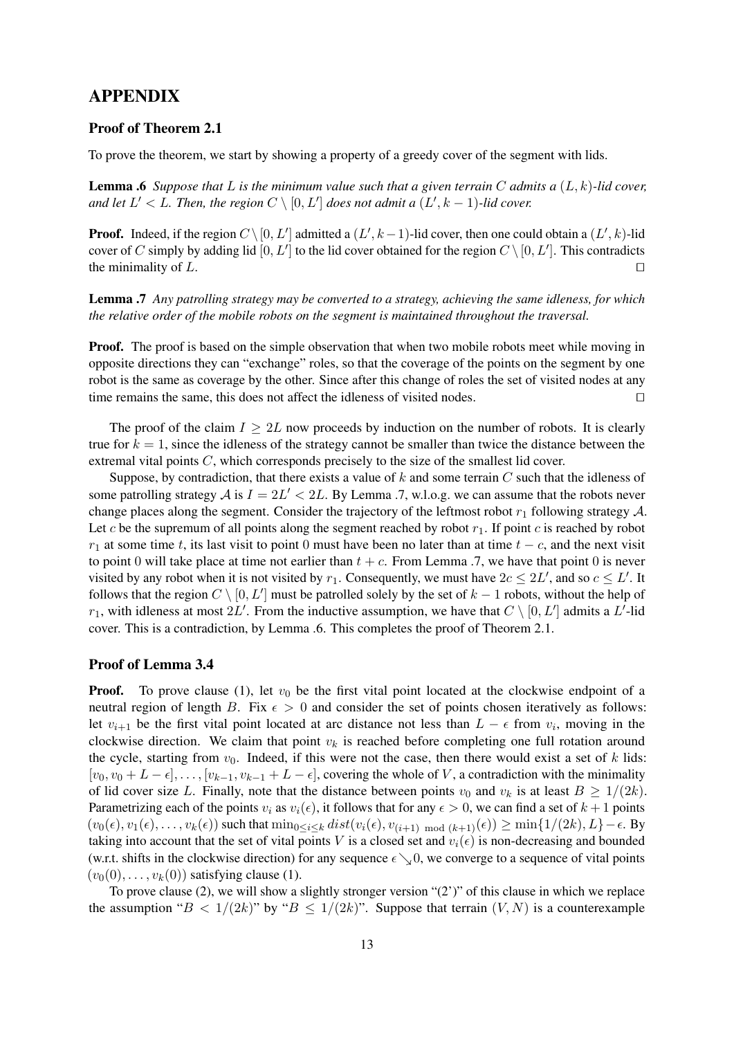## APPENDIX

### Proof of Theorem 2.1

To prove the theorem, we start by showing a property of a greedy cover of the segment with lids.

**Lemma .6** *Suppose that $L$ is the minimum value such that a given terrain $C$ admits a $(L, k)$-lid cover, and let $L' < L$. Then, the region $C \setminus [0, L']$ does not admit a $(L', k-1)$-lid cover.*

**Proof.** Indeed, if the region $C \setminus [0, L']$ admitted a $(L', k-1)$-lid cover, then one could obtain a $(L', k)$-lid cover of $C$ simply by adding lid $[0, L']$ to the lid cover obtained for the region $C \setminus [0, L']$. This contradicts the minimality of $L$. $\square$

**Lemma .7** *Any patrolling strategy may be converted to a strategy, achieving the same idleness, for which the relative order of the mobile robots on the segment is maintained throughout the traversal.*

**Proof.** The proof is based on the simple observation that when two mobile robots meet while moving in opposite directions they can "exchange" roles, so that the coverage of the points on the segment by one robot is the same as coverage by the other. Since after this change of roles the set of visited nodes at any time remains the same, this does not affect the idleness of visited nodes. $\square$

The proof of the claim $I \geq 2L$ now proceeds by induction on the number of robots. It is clearly true for $k = 1$, since the idleness of the strategy cannot be smaller than twice the distance between the extremal vital points $C$, which corresponds precisely to the size of the smallest lid cover.

Suppose, by contradiction, that there exists a value of $k$ and some terrain $C$ such that the idleness of some patrolling strategy $\mathcal{A}$ is $I = 2L' < 2L$. By Lemma .7, w.l.o.g. we can assume that the robots never change places along the segment. Consider the trajectory of the leftmost robot $r_1$ following strategy $\mathcal{A}$. Let $c$ be the supremum of all points along the segment reached by robot $r_1$. If point $c$ is reached by robot $r_1$ at some time $t$, its last visit to point 0 must have been no later than at time $t - c$, and the next visit to point 0 will take place at time not earlier than $t + c$. From Lemma .7, we have that point 0 is never visited by any robot when it is not visited by $r_1$. Consequently, we must have $2c \leq 2L'$, and so $c \leq L'$. It follows that the region $C \setminus [0, L']$ must be patrolled solely by the set of $k-1$ robots, without the help of $r_1$, with idleness at most $2L'$. From the inductive assumption, we have that $C \setminus [0, L']$ admits a $L'$-lid cover. This is a contradiction, by Lemma .6. This completes the proof of Theorem 2.1.

### Proof of Lemma 3.4

**Proof.** To prove clause (1), let $v_0$ be the first vital point located at the clockwise endpoint of a neutral region of length $B$. Fix $\epsilon > 0$ and consider the set of points chosen iteratively as follows: let $v_{i+1}$ be the first vital point located at arc distance not less than $L - \epsilon$ from $v_i$, moving in the clockwise direction. We claim that point $v_k$ is reached before completing one full rotation around the cycle, starting from $v_0$. Indeed, if this were not the case, then there would exist a set of $k$ lids: $[v_0, v_0 + L - \epsilon], \ldots, [v_{k-1}, v_{k-1} + L - \epsilon]$, covering the whole of $V$, a contradiction with the minimality of lid cover size $L$. Finally, note that the distance between points $v_0$ and $v_k$ is at least $B \geq 1/(2k)$. Parametrizing each of the points $v_i$ as $v_i(\epsilon)$, it follows that for any $\epsilon > 0$, we can find a set of $k+1$ points $(v_0(\epsilon), v_1(\epsilon), \ldots, v_k(\epsilon))$ such that $\min_{0 \leq i \leq k} dist(v_i(\epsilon), v_{(i+1) \bmod (k+1)}(\epsilon)) \geq \min\{1/(2k), L\} - \epsilon$. By taking into account that the set of vital points $V$ is a closed set and $v_i(\epsilon)$ is non-decreasing and bounded (w.r.t. shifts in the clockwise direction) for any sequence $\epsilon \searrow 0$, we converge to a sequence of vital points $(v_0(0), \ldots, v_k(0))$ satisfying clause (1).

To prove clause (2), we will show a slightly stronger version "(2')" of this clause in which we replace the assumption "$B < 1/(2k)$" by "$B \leq 1/(2k)$". Suppose that terrain $(V, N)$ is a counterexample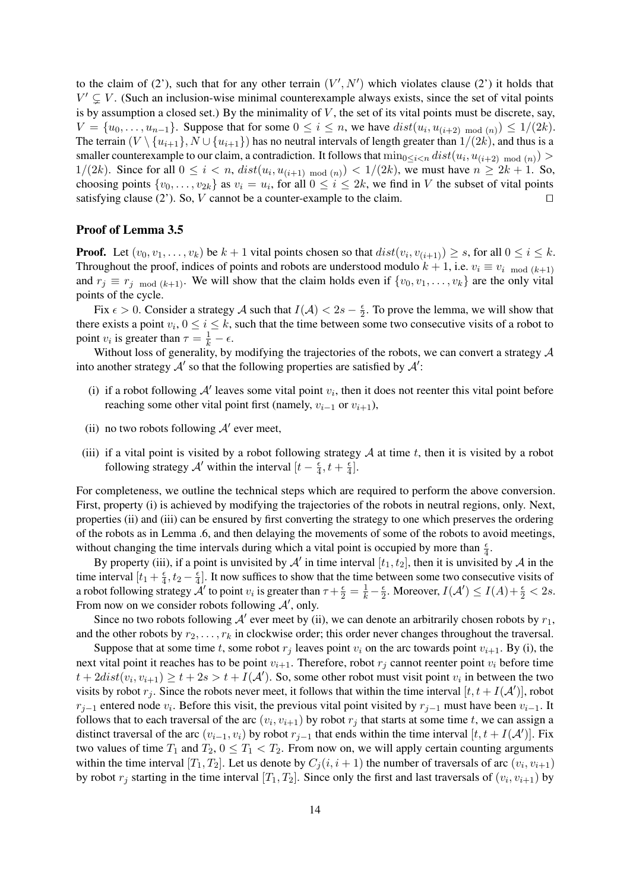to the claim of (2'), such that for any other terrain $(V', N')$ which violates clause (2') it holds that $V' \subsetneq V$. (Such an inclusion-wise minimal counterexample always exists, since the set of vital points is by assumption a closed set.) By the minimality of $V$, the set of its vital points must be discrete, say, $V = \{u_0, \ldots, u_{n-1}\}$. Suppose that for some $0 \leq i \leq n$, we have $dist(u_i, u_{(i+2) \bmod (n)}) \leq 1/(2k)$. The terrain $(V \setminus \{u_{i+1}\}, N \cup \{u_{i+1}\})$ has no neutral intervals of length greater than $1/(2k)$, and thus is a smaller counterexample to our claim, a contradiction. It follows that $\min_{0 \leq i < n} dist(u_i, u_{(i+2) \bmod (n)}) > 1/(2k)$. Since for all $0 \leq i < n$, $dist(u_i, u_{(i+1) \bmod (n)}) < 1/(2k)$, we must have $n \geq 2k + 1$. So, choosing points $\{v_0, \ldots, v_{2k}\}$ as $v_i = u_i$, for all $0 \leq i \leq 2k$, we find in $V$ the subset of vital points satisfying clause (2'). So, $V$ cannot be a counter-example to the claim. $\square$

### Proof of Lemma 3.5

**Proof.** Let $(v_0, v_1, \ldots, v_k)$ be $k + 1$ vital points chosen so that $dist(v_i, v_{(i+1)}) \geq s$, for all $0 \leq i \leq k$. Throughout the proof, indices of points and robots are understood modulo $k + 1$, i.e. $v_i \equiv v_{i \bmod (k+1)}$ and $r_j \equiv r_{j \bmod (k+1)}$. We will show that the claim holds even if $\{v_0, v_1, \ldots, v_k\}$ are the only vital points of the cycle.

Fix $\epsilon > 0$. Consider a strategy $\mathcal{A}$ such that $I(\mathcal{A}) < 2s - \frac{\epsilon}{2}$. To prove the lemma, we will show that there exists a point $v_i$, $0 \leq i \leq k$, such that the time between some two consecutive visits of a robot to point $v_i$ is greater than $\tau = \frac{1}{k} - \epsilon$.

Without loss of generality, by modifying the trajectories of the robots, we can convert a strategy $\mathcal{A}$ into another strategy $\mathcal{A}'$ so that the following properties are satisfied by $\mathcal{A}'$:

(i) if a robot following $\mathcal{A}'$ leaves some vital point $v_i$, then it does not reenter this vital point before reaching some other vital point first (namely, $v_{i-1}$ or $v_{i+1}$),

(ii) no two robots following $\mathcal{A}'$ ever meet,

(iii) if a vital point is visited by a robot following strategy $\mathcal{A}$ at time $t$, then it is visited by a robot following strategy $\mathcal{A}'$ within the interval $[t - \frac{\epsilon}{4}, t + \frac{\epsilon}{4}]$.

For completeness, we outline the technical steps which are required to perform the above conversion. First, property (i) is achieved by modifying the trajectories of the robots in neutral regions, only. Next, properties (ii) and (iii) can be ensured by first converting the strategy to one which preserves the ordering of the robots as in Lemma .6, and then delaying the movements of some of the robots to avoid meetings, without changing the time intervals during which a vital point is occupied by more than $\frac{\epsilon}{4}$.

By property (iii), if a point is unvisited by $\mathcal{A}'$ in time interval $[t_1, t_2]$, then it is unvisited by $\mathcal{A}$ in the time interval $[t_1 + \frac{\epsilon}{4}, t_2 - \frac{\epsilon}{4}]$. It now suffices to show that the time between some two consecutive visits of a robot following strategy $\mathcal{A}'$ to point $v_i$ is greater than $\tau + \frac{\epsilon}{2} = \frac{1}{k} - \frac{\epsilon}{2}$. Moreover, $I(\mathcal{A}') \leq I(A) + \frac{\epsilon}{2} < 2s$. From now on we consider robots following $\mathcal{A}'$, only.

Since no two robots following $\mathcal{A}'$ ever meet by (ii), we can denote an arbitrarily chosen robots by $r_1$, and the other robots by $r_2, \ldots, r_k$ in clockwise order; this order never changes throughout the traversal.

Suppose that at some time $t$, some robot $r_j$ leaves point $v_i$ on the arc towards point $v_{i+1}$. By (i), the next vital point it reaches has to be point $v_{i+1}$. Therefore, robot $r_j$ cannot reenter point $v_i$ before time $t + 2dist(v_i, v_{i+1}) \geq t + 2s > t + I(\mathcal{A}')$. So, some other robot must visit point $v_i$ in between the two visits by robot $r_j$. Since the robots never meet, it follows that within the time interval $[t, t + I(\mathcal{A}')]$, robot $r_{j-1}$ entered node $v_i$. Before this visit, the previous vital point visited by $r_{j-1}$ must have been $v_{i-1}$. It follows that to each traversal of the arc $(v_i, v_{i+1})$ by robot $r_j$ that starts at some time $t$, we can assign a distinct traversal of the arc $(v_{i-1}, v_i)$ by robot $r_{j-1}$ that ends within the time interval $[t, t + I(\mathcal{A}')]$. Fix two values of time $T_1$ and $T_2$, $0 \leq T_1 < T_2$. From now on, we will apply certain counting arguments within the time interval $[T_1, T_2]$. Let us denote by $C_j(i, i+1)$ the number of traversals of arc $(v_i, v_{i+1})$ by robot $r_j$ starting in the time interval $[T_1, T_2]$. Since only the first and last traversals of $(v_i, v_{i+1})$ by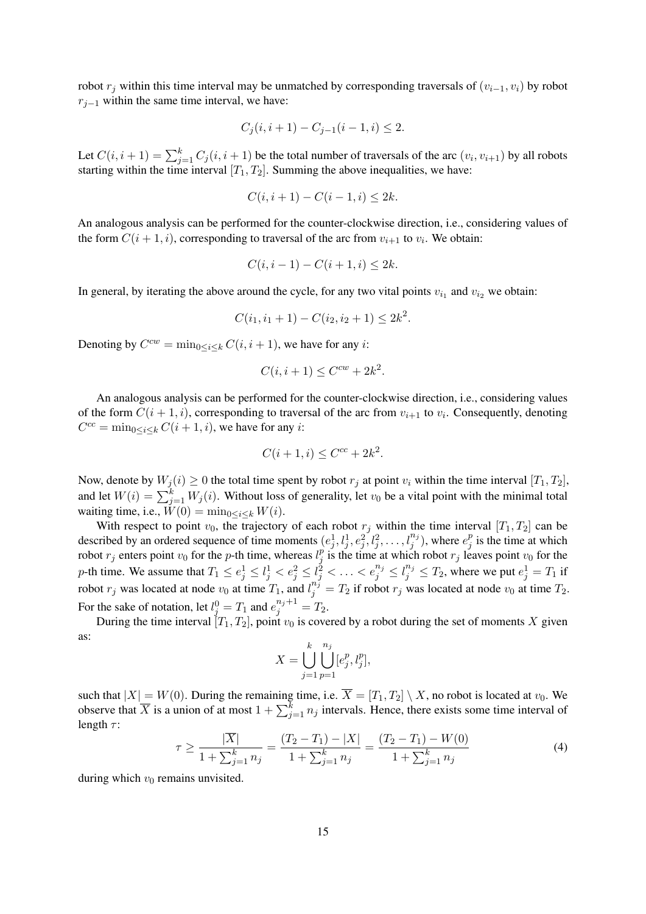robot $r_j$ within this time interval may be unmatched by corresponding traversals of $(v_{i-1}, v_i)$ by robot $r_{j-1}$ within the same time interval, we have:

$$C_j(i, i+1) - C_{j-1}(i-1, i) \leq 2.$$

Let $C(i, i+1) = \sum_{j=1}^{k} C_j(i, i+1)$ be the total number of traversals of the arc $(v_i, v_{i+1})$ by all robots starting within the time interval $[T_1, T_2]$. Summing the above inequalities, we have:

$$C(i, i+1) - C(i-1, i) \leq 2k.$$

An analogous analysis can be performed for the counter-clockwise direction, i.e., considering values of the form $C(i+1, i)$, corresponding to traversal of the arc from $v_{i+1}$ to $v_i$. We obtain:

$$C(i, i-1) - C(i+1, i) \leq 2k.$$

In general, by iterating the above around the cycle, for any two vital points $v_{i_1}$ and $v_{i_2}$ we obtain:

$$C(i_1, i_1+1) - C(i_2, i_2+1) \leq 2k^2.$$

Denoting by $C^{cw} = \min_{0 \leq i \leq k} C(i, i+1)$, we have for any $i$:

$$C(i, i+1) \leq C^{cw} + 2k^2.$$

An analogous analysis can be performed for the counter-clockwise direction, i.e., considering values of the form $C(i+1, i)$, corresponding to traversal of the arc from $v_{i+1}$ to $v_i$. Consequently, denoting $C^{cc} = \min_{0 \leq i \leq k} C(i+1, i)$, we have for any $i$:

$$C(i+1, i) \leq C^{cc} + 2k^2.$$

Now, denote by $W_j(i) \geq 0$ the total time spent by robot $r_j$ at point $v_i$ within the time interval $[T_1, T_2]$, and let $W(i) = \sum_{j=1}^{k} W_j(i)$. Without loss of generality, let $v_0$ be a vital point with the minimal total waiting time, i.e., $W(0) = \min_{0 \leq i \leq k} W(i)$.

With respect to point $v_0$, the trajectory of each robot $r_j$ within the time interval $[T_1, T_2]$ can be described by an ordered sequence of time moments $(e_j^1, l_j^1, e_j^2, l_j^2, \ldots, l_j^{n_j})$, where $e_j^p$ is the time at which robot $r_j$ enters point $v_0$ for the $p$-th time, whereas $l_j^p$ is the time at which robot $r_j$ leaves point $v_0$ for the $p$-th time. We assume that $T_1 \leq e_j^1 \leq l_j^1 < e_j^2 \leq l_j^2 < \ldots < e_j^{n_j} \leq l_j^{n_j} \leq T_2$, where we put $e_j^1 = T_1$ if robot $r_j$ was located at node $v_0$ at time $T_1$, and $l_j^{n_j} = T_2$ if robot $r_j$ was located at node $v_0$ at time $T_2$. For the sake of notation, let $l_j^0 = T_1$ and $e_j^{n_j+1} = T_2$.

During the time interval $[T_1, T_2]$, point $v_0$ is covered by a robot during the set of moments $X$ given as:

$$X = \bigcup_{j=1}^{k} \bigcup_{p=1}^{n_j} [e_j^p, l_j^p],$$

such that $|X| = W(0)$. During the remaining time, i.e. $\overline{X} = [T_1, T_2] \setminus X$, no robot is located at $v_0$. We observe that $\overline{X}$ is a union of at most $1 + \sum_{j=1}^{k} n_j$ intervals. Hence, there exists some time interval of length $\tau$:

$$\tau \geq \frac{|\overline{X}|}{1 + \sum_{j=1}^{k} n_j} = \frac{(T_2 - T_1) - |X|}{1 + \sum_{j=1}^{k} n_j} = \frac{(T_2 - T_1) - W(0)}{1 + \sum_{j=1}^{k} n_j} \tag{4}$$

during which $v_0$ remains unvisited.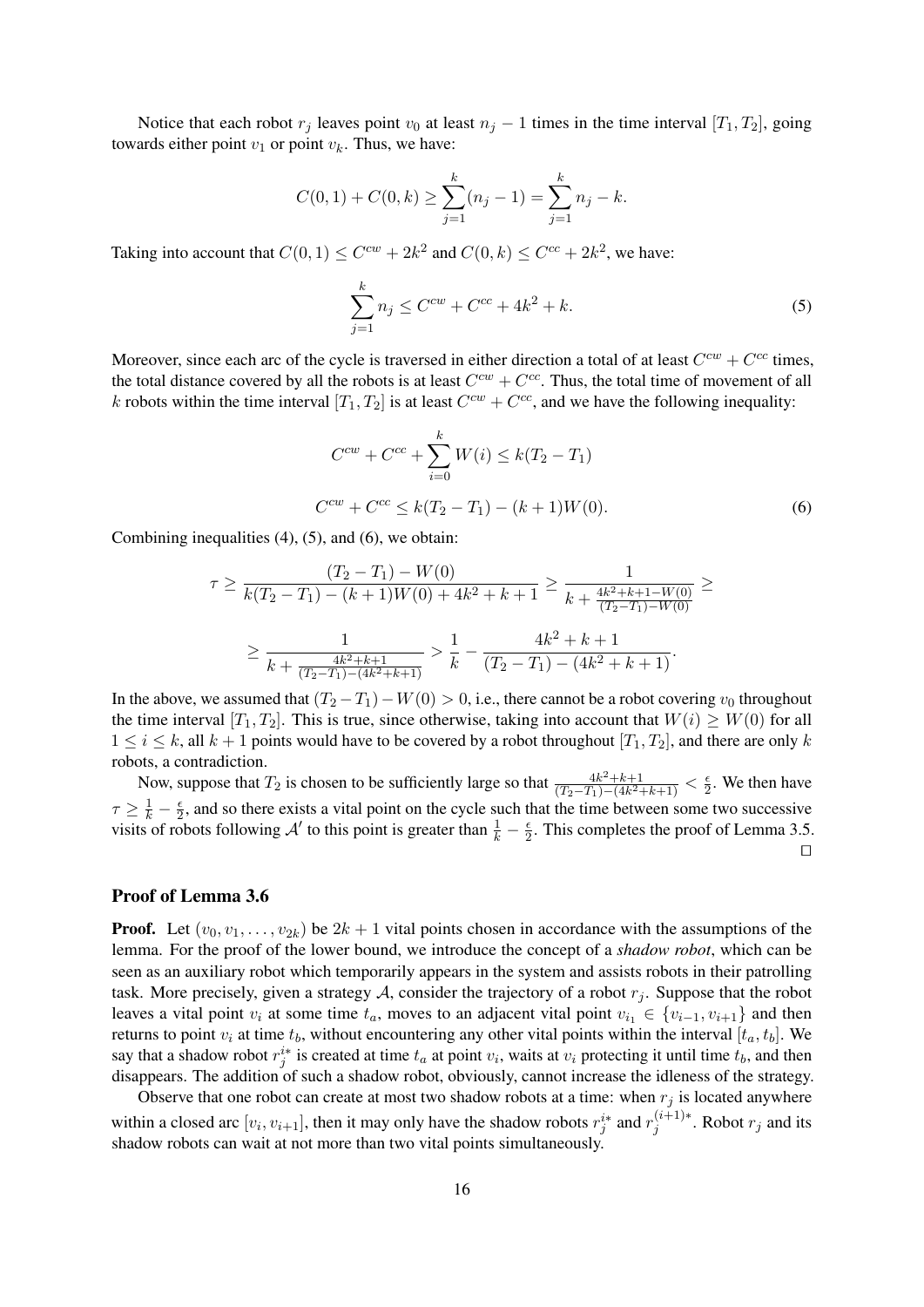Notice that each robot $r_j$ leaves point $v_0$ at least $n_j - 1$ times in the time interval $[T_1, T_2]$, going towards either point $v_1$ or point $v_k$. Thus, we have:

$$C(0,1) + C(0,k) \geq \sum_{j=1}^{k}(n_j - 1) = \sum_{j=1}^{k} n_j - k.$$

Taking into account that $C(0,1) \leq C^{cw} + 2k^2$ and $C(0,k) \leq C^{cc} + 2k^2$, we have:

$$\sum_{j=1}^{k} n_j \leq C^{cw} + C^{cc} + 4k^2 + k. \tag{5}$$

Moreover, since each arc of the cycle is traversed in either direction a total of at least $C^{cw} + C^{cc}$ times, the total distance covered by all the robots is at least $C^{cw} + C^{cc}$. Thus, the total time of movement of all $k$ robots within the time interval $[T_1, T_2]$ is at least $C^{cw} + C^{cc}$, and we have the following inequality:

$$C^{cw} + C^{cc} + \sum_{i=0}^{k} W(i) \leq k(T_2 - T_1)$$

$$C^{cw} + C^{cc} \leq k(T_2 - T_1) - (k+1)W(0). \tag{6}$$

Combining inequalities (4), (5), and (6), we obtain:

$$\tau \geq \frac{(T_2 - T_1) - W(0)}{k(T_2 - T_1) - (k+1)W(0) + 4k^2 + k + 1} \geq \frac{1}{k + \frac{4k^2+k+1-W(0)}{(T_2-T_1)-W(0)}} \geq$$

$$\geq \frac{1}{k + \frac{4k^2+k+1}{(T_2-T_1)-(4k^2+k+1)}} > \frac{1}{k} - \frac{4k^2+k+1}{(T_2-T_1)-(4k^2+k+1)}.$$

In the above, we assumed that $(T_2 - T_1) - W(0) > 0$, i.e., there cannot be a robot covering $v_0$ throughout the time interval $[T_1, T_2]$. This is true, since otherwise, taking into account that $W(i) \geq W(0)$ for all $1 \leq i \leq k$, all $k+1$ points would have to be covered by a robot throughout $[T_1, T_2]$, and there are only $k$ robots, a contradiction.

Now, suppose that $T_2$ is chosen to be sufficiently large so that $\frac{4k^2+k+1}{(T_2-T_1)-(4k^2+k+1)} < \frac{\epsilon}{2}$. We then have $\tau \geq \frac{1}{k} - \frac{\epsilon}{2}$, and so there exists a vital point on the cycle such that the time between some two successive visits of robots following $\mathcal{A}'$ to this point is greater than $\frac{1}{k} - \frac{\epsilon}{2}$. This completes the proof of Lemma 3.5. □

## Proof of Lemma 3.6

**Proof.** Let $(v_0, v_1, \ldots, v_{2k})$ be $2k+1$ vital points chosen in accordance with the assumptions of the lemma. For the proof of the lower bound, we introduce the concept of a *shadow robot*, which can be seen as an auxiliary robot which temporarily appears in the system and assists robots in their patrolling task. More precisely, given a strategy $\mathcal{A}$, consider the trajectory of a robot $r_j$. Suppose that the robot leaves a vital point $v_i$ at some time $t_a$, moves to an adjacent vital point $v_{i_1} \in \{v_{i-1}, v_{i+1}\}$ and then returns to point $v_i$ at time $t_b$, without encountering any other vital points within the interval $[t_a, t_b]$. We say that a shadow robot $r_j^{i*}$ is created at time $t_a$ at point $v_i$, waits at $v_i$ protecting it until time $t_b$, and then disappears. The addition of such a shadow robot, obviously, cannot increase the idleness of the strategy.

Observe that one robot can create at most two shadow robots at a time: when $r_j$ is located anywhere within a closed arc $[v_i, v_{i+1}]$, then it may only have the shadow robots $r_j^{i*}$ and $r_j^{(i+1)*}$. Robot $r_j$ and its shadow robots can wait at not more than two vital points simultaneously.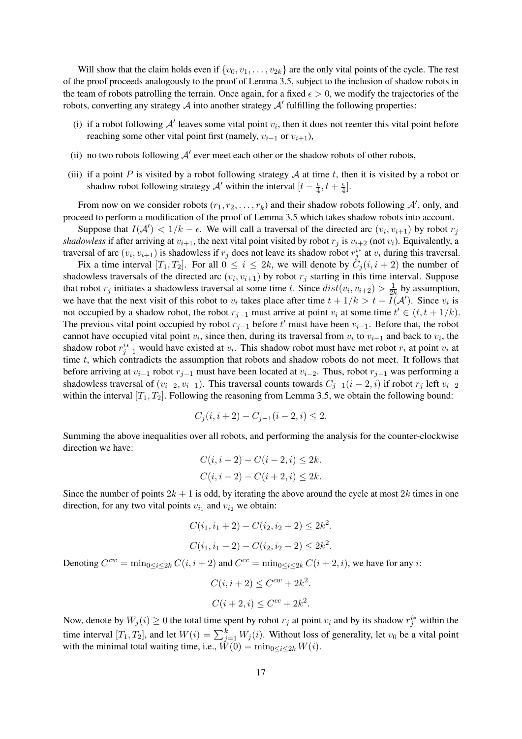Will show that the claim holds even if $\{v_0, v_1, \ldots, v_{2k}\}$ are the only vital points of the cycle. The rest of the proof proceeds analogously to the proof of Lemma 3.5, subject to the inclusion of shadow robots in the team of robots patrolling the terrain. Once again, for a fixed $\epsilon > 0$, we modify the trajectories of the robots, converting any strategy $\mathcal{A}$ into another strategy $\mathcal{A}'$ fulfilling the following properties:

(i) if a robot following $\mathcal{A}'$ leaves some vital point $v_i$, then it does not reenter this vital point before reaching some other vital point first (namely, $v_{i-1}$ or $v_{i+1}$),

(ii) no two robots following $\mathcal{A}'$ ever meet each other or the shadow robots of other robots,

(iii) if a point $P$ is visited by a robot following strategy $\mathcal{A}$ at time $t$, then it is visited by a robot or shadow robot following strategy $\mathcal{A}'$ within the interval $[t - \frac{\epsilon}{4}, t + \frac{\epsilon}{4}]$.

From now on we consider robots $(r_1, r_2, \ldots, r_k)$ and their shadow robots following $\mathcal{A}'$, only, and proceed to perform a modification of the proof of Lemma 3.5 which takes shadow robots into account.

Suppose that $I(\mathcal{A}') < 1/k - \epsilon$. We will call a traversal of the directed arc $(v_i, v_{i+1})$ by robot $r_j$ *shadowless* if after arriving at $v_{i+1}$, the next vital point visited by robot $r_j$ is $v_{i+2}$ (not $v_i$). Equivalently, a traversal of arc $(v_i, v_{i+1})$ is shadowless if $r_j$ does not leave its shadow robot $r_j^{i*}$ at $v_i$ during this traversal.

Fix a time interval $[T_1, T_2]$. For all $0 \leq i \leq 2k$, we will denote by $C_j(i, i+2)$ the number of shadowless traversals of the directed arc $(v_i, v_{i+1})$ by robot $r_j$ starting in this time interval. Suppose that robot $r_j$ initiates a shadowless traversal at some time $t$. Since $dist(v_i, v_{i+2}) > \frac{1}{2k}$ by assumption, we have that the next visit of this robot to $v_i$ takes place after time $t + 1/k > t + I(\mathcal{A}')$. Since $v_i$ is not occupied by a shadow robot, the robot $r_{j-1}$ must arrive at point $v_i$ at some time $t' \in (t, t + 1/k)$. The previous vital point occupied by robot $r_{j-1}$ before $t'$ must have been $v_{i-1}$. Before that, the robot cannot have occupied vital point $v_i$, since then, during its traversal from $v_i$ to $v_{i-1}$ and back to $v_i$, the shadow robot $r_{j-1}^{i*}$ would have existed at $v_i$. This shadow robot must have met robot $r_i$ at point $v_i$ at time $t$, which contradicts the assumption that robots and shadow robots do not meet. It follows that before arriving at $v_{i-1}$ robot $r_{j-1}$ must have been located at $v_{i-2}$. Thus, robot $r_{j-1}$ was performing a shadowless traversal of $(v_{i-2}, v_{i-1})$. This traversal counts towards $C_{j-1}(i-2, i)$ if robot $r_j$ left $v_{i-2}$ within the interval $[T_1, T_2]$. Following the reasoning from Lemma 3.5, we obtain the following bound:

$$C_j(i, i+2) - C_{j-1}(i-2, i) \leq 2.$$

Summing the above inequalities over all robots, and performing the analysis for the counter-clockwise direction we have:

$$C(i, i+2) - C(i-2, i) \leq 2k.$$

$$C(i, i-2) - C(i+2, i) \leq 2k.$$

Since the number of points $2k+1$ is odd, by iterating the above around the cycle at most $2k$ times in one direction, for any two vital points $v_{i_1}$ and $v_{i_2}$ we obtain:

$$C(i_1, i_1+2) - C(i_2, i_2+2) \leq 2k^2.$$

$$C(i_1, i_1-2) - C(i_2, i_2-2) \leq 2k^2.$$

Denoting $C^{cw} = \min_{0 \leq i \leq 2k} C(i, i+2)$ and $C^{cc} = \min_{0 \leq i \leq 2k} C(i+2, i)$, we have for any $i$:

$$C(i, i+2) \leq C^{cw} + 2k^2.$$

$$C(i+2, i) \leq C^{cc} + 2k^2.$$

Now, denote by $W_j(i) \geq 0$ the total time spent by robot $r_j$ at point $v_i$ and by its shadow $r_j^{i*}$ within the time interval $[T_1, T_2]$, and let $W(i) = \sum_{j=1}^{k} W_j(i)$. Without loss of generality, let $v_0$ be a vital point with the minimal total waiting time, i.e., $W(0) = \min_{0 \leq i \leq 2k} W(i)$.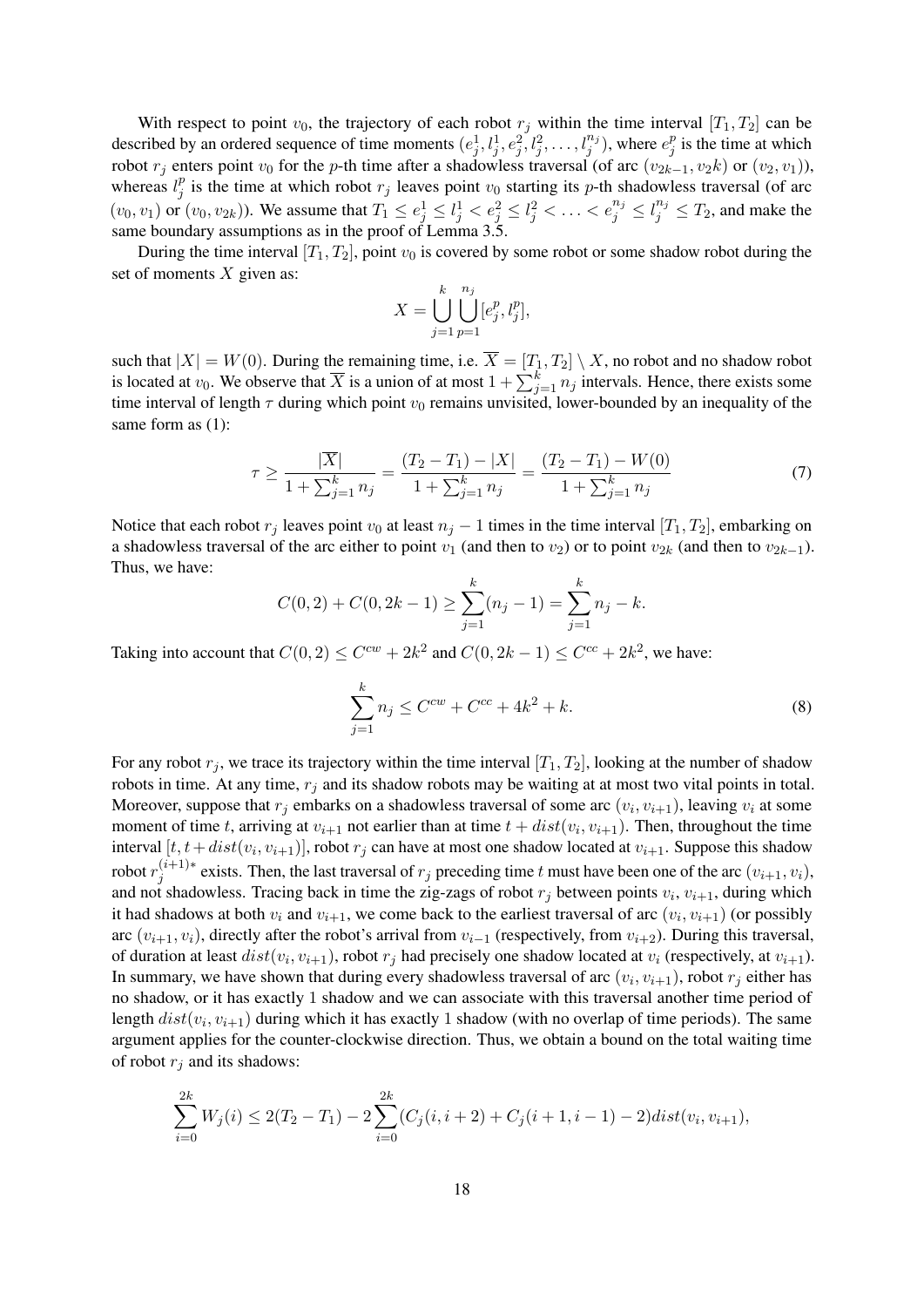With respect to point $v_0$, the trajectory of each robot $r_j$ within the time interval $[T_1, T_2]$ can be described by an ordered sequence of time moments $(e_j^1, l_j^1, e_j^2, l_j^2, \ldots, l_j^{n_j})$, where $e_j^p$ is the time at which robot $r_j$ enters point $v_0$ for the $p$-th time after a shadowless traversal (of arc $(v_{2k-1}, v_2k)$ or $(v_2, v_1)$), whereas $l_j^p$ is the time at which robot $r_j$ leaves point $v_0$ starting its $p$-th shadowless traversal (of arc $(v_0, v_1)$ or $(v_0, v_{2k})$). We assume that $T_1 \leq e_j^1 \leq l_j^1 < e_j^2 \leq l_j^2 < \ldots < e_j^{n_j} \leq l_j^{n_j} \leq T_2$, and make the same boundary assumptions as in the proof of Lemma 3.5.

During the time interval $[T_1, T_2]$, point $v_0$ is covered by some robot or some shadow robot during the set of moments $X$ given as:

$$X = \bigcup_{j=1}^{k} \bigcup_{p=1}^{n_j} [e_j^p, l_j^p],$$

such that $|X| = W(0)$. During the remaining time, i.e. $\overline{X} = [T_1, T_2] \setminus X$, no robot and no shadow robot is located at $v_0$. We observe that $\overline{X}$ is a union of at most $1 + \sum_{j=1}^{k} n_j$ intervals. Hence, there exists some time interval of length $\tau$ during which point $v_0$ remains unvisited, lower-bounded by an inequality of the same form as (1):

$$\tau \geq \frac{|\overline{X}|}{1 + \sum_{j=1}^{k} n_j} = \frac{(T_2 - T_1) - |X|}{1 + \sum_{j=1}^{k} n_j} = \frac{(T_2 - T_1) - W(0)}{1 + \sum_{j=1}^{k} n_j} \tag{7}$$

Notice that each robot $r_j$ leaves point $v_0$ at least $n_j - 1$ times in the time interval $[T_1, T_2]$, embarking on a shadowless traversal of the arc either to point $v_1$ (and then to $v_2$) or to point $v_{2k}$ (and then to $v_{2k-1}$). Thus, we have:

$$C(0, 2) + C(0, 2k-1) \geq \sum_{j=1}^{k} (n_j - 1) = \sum_{j=1}^{k} n_j - k.$$

Taking into account that $C(0, 2) \leq C^{cw} + 2k^2$ and $C(0, 2k-1) \leq C^{cc} + 2k^2$, we have:

$$\sum_{j=1}^{k} n_j \leq C^{cw} + C^{cc} + 4k^2 + k. \tag{8}$$

For any robot $r_j$, we trace its trajectory within the time interval $[T_1, T_2]$, looking at the number of shadow robots in time. At any time, $r_j$ and its shadow robots may be waiting at at most two vital points in total. Moreover, suppose that $r_j$ embarks on a shadowless traversal of some arc $(v_i, v_{i+1})$, leaving $v_i$ at some moment of time $t$, arriving at $v_{i+1}$ not earlier than at time $t + dist(v_i, v_{i+1})$. Then, throughout the time interval $[t, t + dist(v_i, v_{i+1})]$, robot $r_j$ can have at most one shadow located at $v_{i+1}$. Suppose this shadow robot $r_j^{(i+1)*}$ exists. Then, the last traversal of $r_j$ preceding time $t$ must have been one of the arc $(v_{i+1}, v_i)$, and not shadowless. Tracing back in time the zig-zags of robot $r_j$ between points $v_i$, $v_{i+1}$, during which it had shadows at both $v_i$ and $v_{i+1}$, we come back to the earliest traversal of arc $(v_i, v_{i+1})$ (or possibly arc $(v_{i+1}, v_i)$), directly after the robot's arrival from $v_{i-1}$ (respectively, from $v_{i+2}$). During this traversal, of duration at least $dist(v_i, v_{i+1})$, robot $r_j$ had precisely one shadow located at $v_i$ (respectively, at $v_{i+1}$). In summary, we have shown that during every shadowless traversal of arc $(v_i, v_{i+1})$, robot $r_j$ either has no shadow, or it has exactly 1 shadow and we can associate with this traversal another time period of length $dist(v_i, v_{i+1})$ during which it has exactly 1 shadow (with no overlap of time periods). The same argument applies for the counter-clockwise direction. Thus, we obtain a bound on the total waiting time of robot $r_j$ and its shadows:

$$\sum_{i=0}^{2k} W_j(i) \leq 2(T_2 - T_1) - 2\sum_{i=0}^{2k} (C_j(i, i+2) + C_j(i+1, i-1) - 2) dist(v_i, v_{i+1}),$$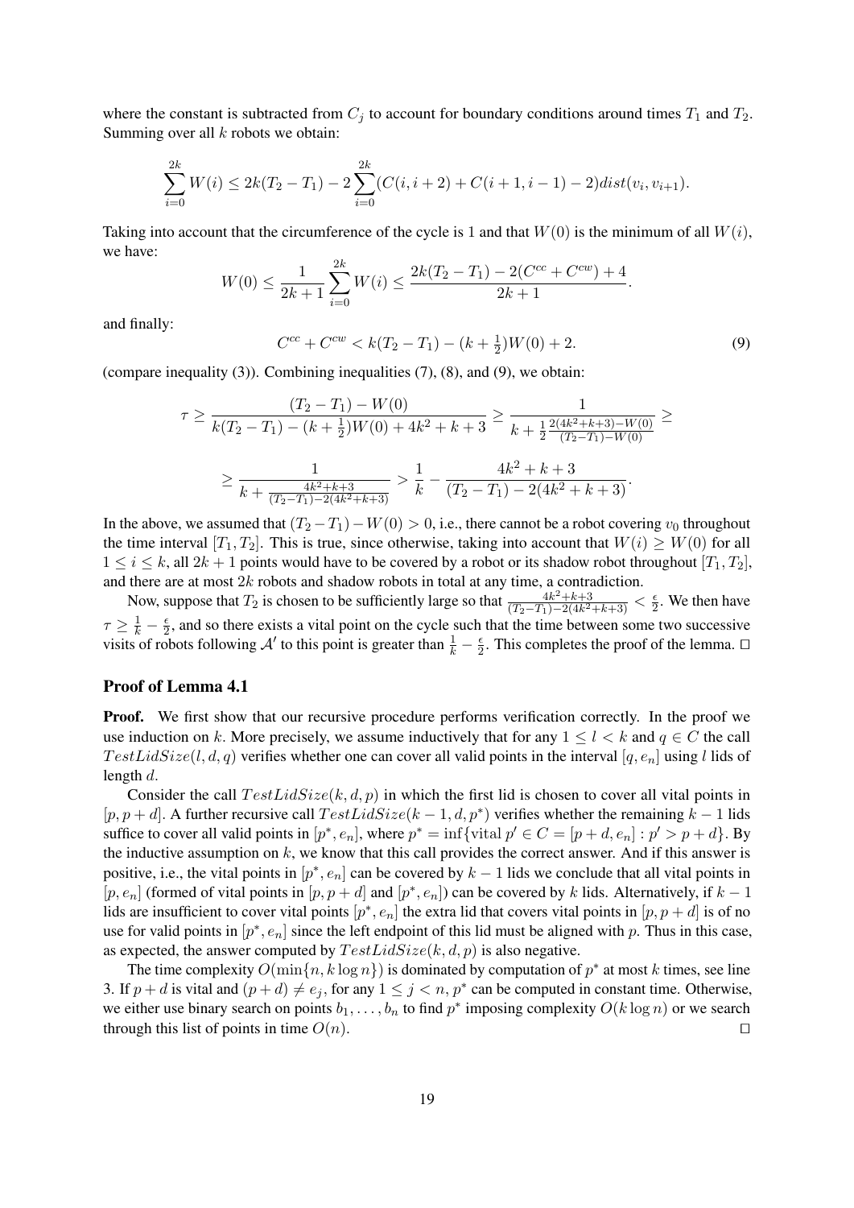where the constant is subtracted from $C_j$ to account for boundary conditions around times $T_1$ and $T_2$. Summing over all $k$ robots we obtain:

$$\sum_{i=0}^{2k} W(i) \leq 2k(T_2 - T_1) - 2\sum_{i=0}^{2k}(C(i, i+2) + C(i+1, i-1) - 2)dist(v_i, v_{i+1}).$$

Taking into account that the circumference of the cycle is 1 and that $W(0)$ is the minimum of all $W(i)$, we have:

$$W(0) \leq \frac{1}{2k+1}\sum_{i=0}^{2k} W(i) \leq \frac{2k(T_2 - T_1) - 2(C^{cc} + C^{cw}) + 4}{2k+1}.$$

and finally:

$$C^{cc} + C^{cw} < k(T_2 - T_1) - (k + \tfrac{1}{2})W(0) + 2. \tag{9}$$

(compare inequality (3)). Combining inequalities (7), (8), and (9), we obtain:

$$\tau \geq \frac{(T_2 - T_1) - W(0)}{k(T_2 - T_1) - (k + \frac{1}{2})W(0) + 4k^2 + k + 3} \geq \frac{1}{k + \frac{1}{2}\frac{2(4k^2+k+3) - W(0)}{(T_2 - T_1) - W(0)}} \geq$$

$$\geq \frac{1}{k + \frac{4k^2+k+3}{(T_2 - T_1) - 2(4k^2+k+3)}} > \frac{1}{k} - \frac{4k^2 + k + 3}{(T_2 - T_1) - 2(4k^2 + k + 3)}.$$

In the above, we assumed that $(T_2 - T_1) - W(0) > 0$, i.e., there cannot be a robot covering $v_0$ throughout the time interval $[T_1, T_2]$. This is true, since otherwise, taking into account that $W(i) \geq W(0)$ for all $1 \leq i \leq k$, all $2k + 1$ points would have to be covered by a robot or its shadow robot throughout $[T_1, T_2]$, and there are at most $2k$ robots and shadow robots in total at any time, a contradiction.

Now, suppose that $T_2$ is chosen to be sufficiently large so that $\frac{4k^2+k+3}{(T_2-T_1)-2(4k^2+k+3)} < \frac{\epsilon}{2}$. We then have $\tau \geq \frac{1}{k} - \frac{\epsilon}{2}$, and so there exists a vital point on the cycle such that the time between some two successive visits of robots following $\mathcal{A}'$ to this point is greater than $\frac{1}{k} - \frac{\epsilon}{2}$. This completes the proof of the lemma. ◻

## Proof of Lemma 4.1

**Proof.** We first show that our recursive procedure performs verification correctly. In the proof we use induction on $k$. More precisely, we assume inductively that for any $1 \leq l < k$ and $q \in C$ the call $TestLidSize(l, d, q)$ verifies whether one can cover all valid points in the interval $[q, e_n]$ using $l$ lids of length $d$.

Consider the call $TestLidSize(k, d, p)$ in which the first lid is chosen to cover all vital points in $[p, p + d]$. A further recursive call $TestLidSize(k - 1, d, p^*)$ verifies whether the remaining $k - 1$ lids suffice to cover all valid points in $[p^*, e_n]$, where $p^* = \inf\{\text{vital } p' \in C = [p + d, e_n] : p' > p + d\}$. By the inductive assumption on $k$, we know that this call provides the correct answer. And if this answer is positive, i.e., the vital points in $[p^*, e_n]$ can be covered by $k - 1$ lids we conclude that all vital points in $[p, e_n]$ (formed of vital points in $[p, p + d]$ and $[p^*, e_n]$) can be covered by $k$ lids. Alternatively, if $k - 1$ lids are insufficient to cover vital points $[p^*, e_n]$ the extra lid that covers vital points in $[p, p + d]$ is of no use for vital points in $[p^*, e_n]$ since the left endpoint of this lid must be aligned with $p$. Thus in this case, as expected, the answer computed by $TestLidSize(k, d, p)$ is also negative.

The time complexity $O(\min\{n, k \log n\})$ is dominated by computation of $p^*$ at most $k$ times, see line 3. If $p + d$ is vital and $(p + d) \neq e_j$, for any $1 \leq j < n$, $p^*$ can be computed in constant time. Otherwise, we either use binary search on points $b_1, \ldots, b_n$ to find $p^*$ imposing complexity $O(k \log n)$ or we search through this list of points in time $O(n)$. ◻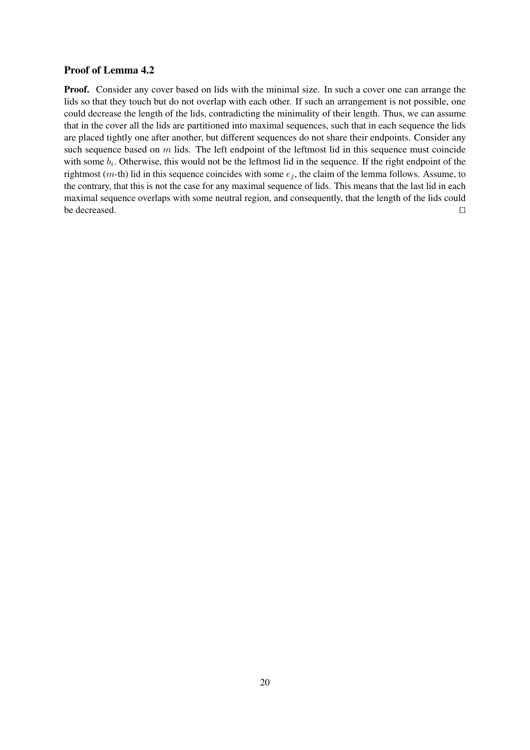### Proof of Lemma 4.2

**Proof.** Consider any cover based on lids with the minimal size. In such a cover one can arrange the lids so that they touch but do not overlap with each other. If such an arrangement is not possible, one could decrease the length of the lids, contradicting the minimality of their length. Thus, we can assume that in the cover all the lids are partitioned into maximal sequences, such that in each sequence the lids are placed tightly one after another, but different sequences do not share their endpoints. Consider any such sequence based on $m$ lids. The left endpoint of the leftmost lid in this sequence must coincide with some $b_i$. Otherwise, this would not be the leftmost lid in the sequence. If the right endpoint of the rightmost ($m$-th) lid in this sequence coincides with some $e_j$, the claim of the lemma follows. Assume, to the contrary, that this is not the case for any maximal sequence of lids. This means that the last lid in each maximal sequence overlaps with some neutral region, and consequently, that the length of the lids could be decreased. $\square$